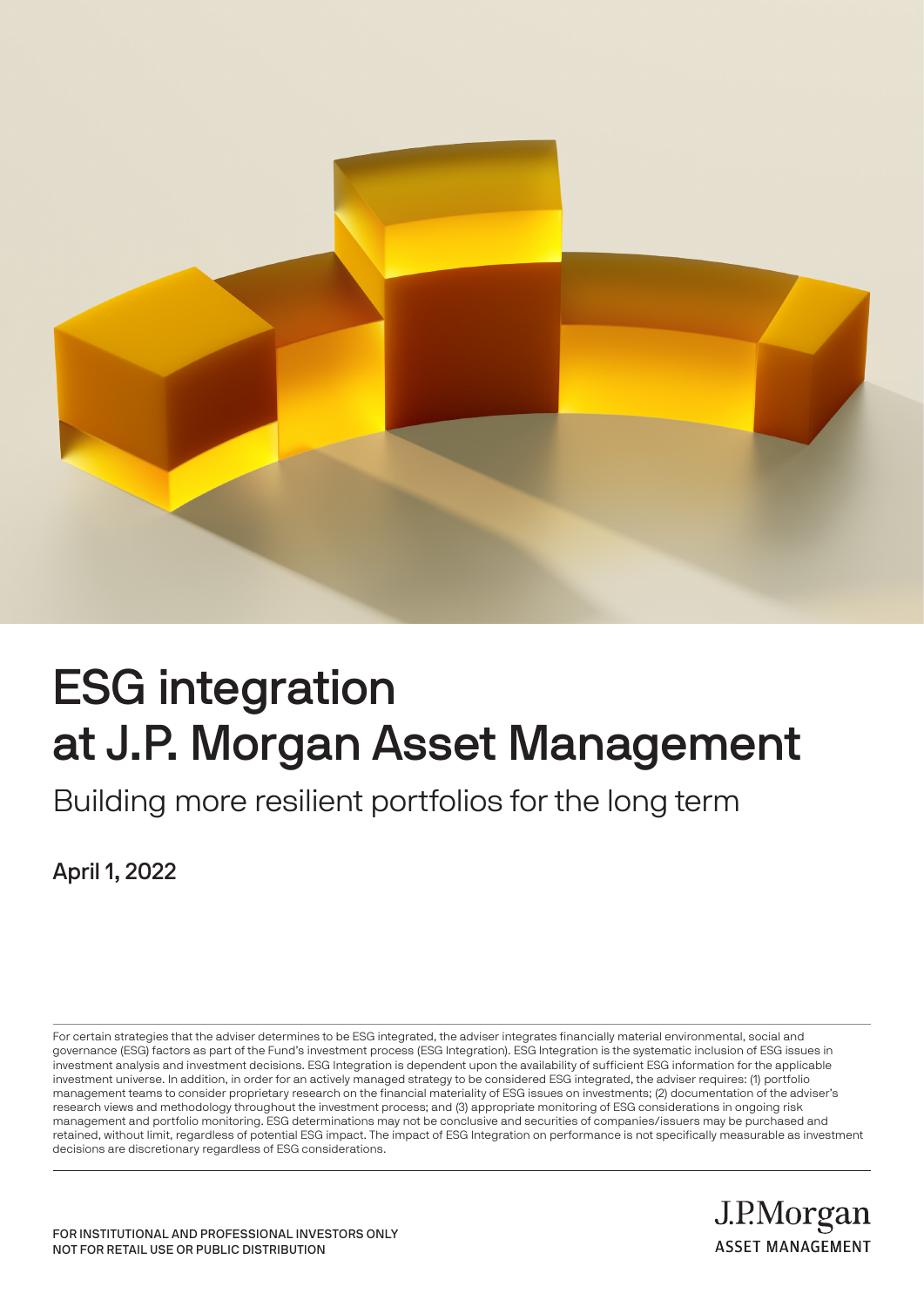# ESG integration at J.P. Morgan Asset Management

## Building more resilient portfolios for the long term

**April 1, 2022**

For certain strategies that the adviser determines to be ESG integrated, the adviser integrates financially material environmental, social and governance (ESG) factors as part of the Fund's investment process (ESG Integration). ESG Integration is the systematic inclusion of ESG issues in investment analysis and investment decisions. ESG Integration is dependent upon the availability of sufficient ESG information for the applicable investment universe. In addition, in order for an actively managed strategy to be considered ESG integrated, the adviser requires: (1) portfolio management teams to consider proprietary research on the financial materiality of ESG issues on investments; (2) documentation of the adviser's research views and methodology throughout the investment process; and (3) appropriate monitoring of ESG considerations in ongoing risk management and portfolio monitoring. ESG determinations may not be conclusive and securities of companies/issuers may be purchased and retained, without limit, regardless of potential ESG impact. The impact of ESG Integration on performance is not specifically measurable as investment decisions are discretionary regardless of ESG considerations.

FOR INSTITUTIONAL AND PROFESSIONAL INVESTORS ONLY
NOT FOR RETAIL USE OR PUBLIC DISTRIBUTION

J.P.Morgan
ASSET MANAGEMENT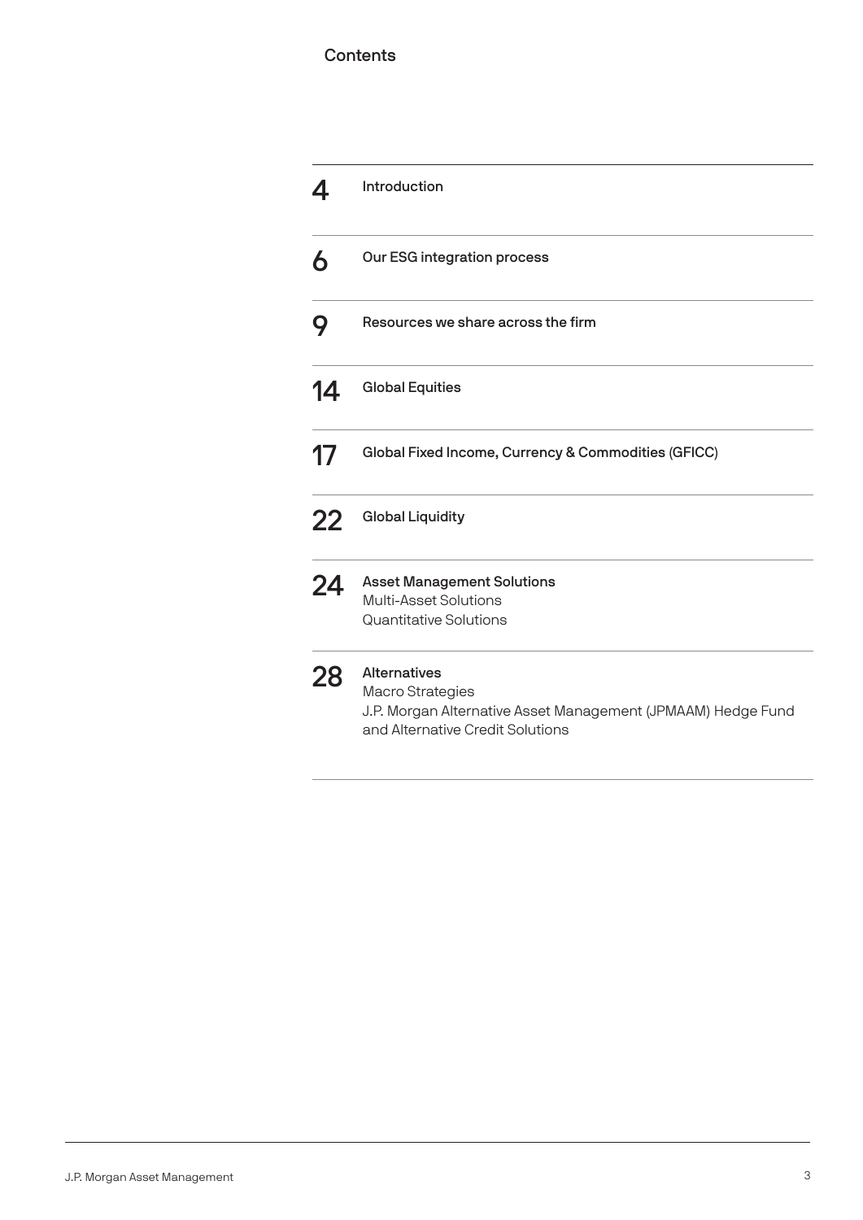# Contents

| | |
|---|---|
| 4 | Introduction |
| 6 | Our ESG integration process |
| 9 | Resources we share across the firm |
| 14 | Global Equities |
| 17 | Global Fixed Income, Currency & Commodities (GFICC) |
| 22 | Global Liquidity |
| 24 | Asset Management Solutions<br>Multi-Asset Solutions<br>Quantitative Solutions |
| 28 | Alternatives<br>Macro Strategies<br>J.P. Morgan Alternative Asset Management (JPMAAM) Hedge Fund and Alternative Credit Solutions |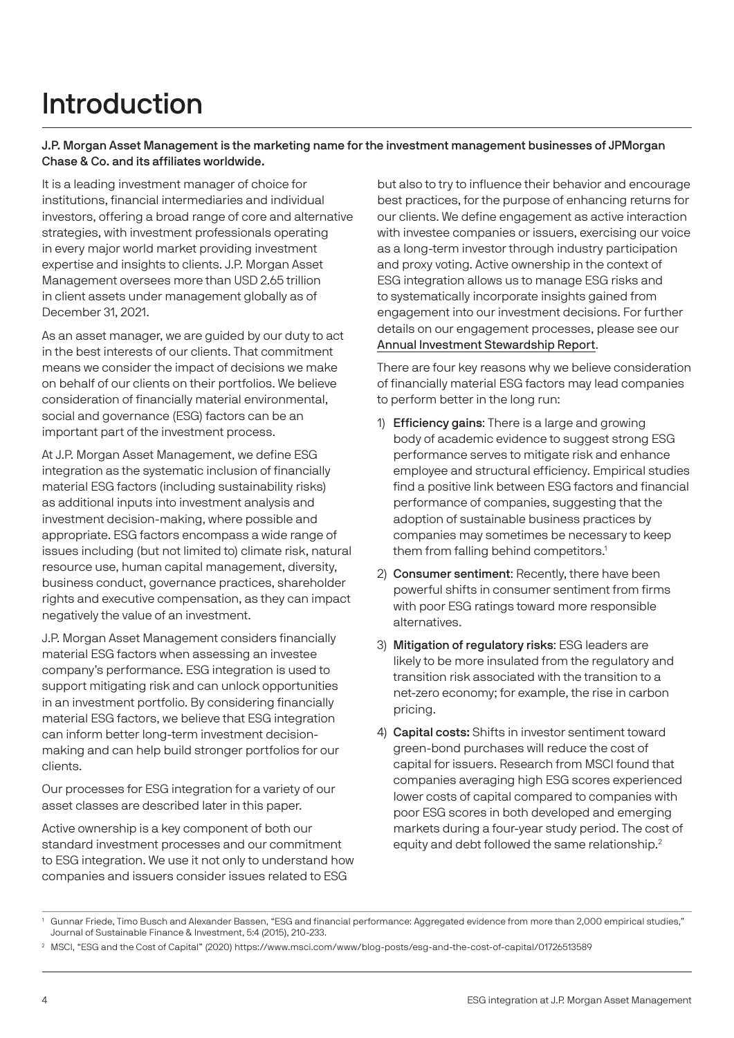# Introduction

**J.P. Morgan Asset Management is the marketing name for the investment management businesses of JPMorgan Chase & Co. and its affiliates worldwide.**

It is a leading investment manager of choice for institutions, financial intermediaries and individual investors, offering a broad range of core and alternative strategies, with investment professionals operating in every major world market providing investment expertise and insights to clients. J.P. Morgan Asset Management oversees more than USD 2.65 trillion in client assets under management globally as of December 31, 2021.

As an asset manager, we are guided by our duty to act in the best interests of our clients. That commitment means we consider the impact of decisions we make on behalf of our clients on their portfolios. We believe consideration of financially material environmental, social and governance (ESG) factors can be an important part of the investment process.

At J.P. Morgan Asset Management, we define ESG integration as the systematic inclusion of financially material ESG factors (including sustainability risks) as additional inputs into investment analysis and investment decision-making, where possible and appropriate. ESG factors encompass a wide range of issues including (but not limited to) climate risk, natural resource use, human capital management, diversity, business conduct, governance practices, shareholder rights and executive compensation, as they can impact negatively the value of an investment.

J.P. Morgan Asset Management considers financially material ESG factors when assessing an investee company's performance. ESG integration is used to support mitigating risk and can unlock opportunities in an investment portfolio. By considering financially material ESG factors, we believe that ESG integration can inform better long-term investment decision-making and can help build stronger portfolios for our clients.

Our processes for ESG integration for a variety of our asset classes are described later in this paper.

Active ownership is a key component of both our standard investment processes and our commitment to ESG integration. We use it not only to understand how companies and issuers consider issues related to ESG but also to try to influence their behavior and encourage best practices, for the purpose of enhancing returns for our clients. We define engagement as active interaction with investee companies or issuers, exercising our voice as a long-term investor through industry participation and proxy voting. Active ownership in the context of ESG integration allows us to manage ESG risks and to systematically incorporate insights gained from engagement into our investment decisions. For further details on our engagement processes, please see our Annual Investment Stewardship Report.

There are four key reasons why we believe consideration of financially material ESG factors may lead companies to perform better in the long run:

1) **Efficiency gains**: There is a large and growing body of academic evidence to suggest strong ESG performance serves to mitigate risk and enhance employee and structural efficiency. Empirical studies find a positive link between ESG factors and financial performance of companies, suggesting that the adoption of sustainable business practices by companies may sometimes be necessary to keep them from falling behind competitors.[1]
2) **Consumer sentiment**: Recently, there have been powerful shifts in consumer sentiment from firms with poor ESG ratings toward more responsible alternatives.
3) **Mitigation of regulatory risks**: ESG leaders are likely to be more insulated from the regulatory and transition risk associated with the transition to a net-zero economy; for example, the rise in carbon pricing.
4) **Capital costs:** Shifts in investor sentiment toward green-bond purchases will reduce the cost of capital for issuers. Research from MSCI found that companies averaging high ESG scores experienced lower costs of capital compared to companies with poor ESG scores in both developed and emerging markets during a four-year study period. The cost of equity and debt followed the same relationship.[2]

[1] Gunnar Friede, Timo Busch and Alexander Bassen, "ESG and financial performance: Aggregated evidence from more than 2,000 empirical studies," Journal of Sustainable Finance & Investment, 5:4 (2015), 210-233.

[2] MSCI, "ESG and the Cost of Capital" (2020) https://www.msci.com/www/blog-posts/esg-and-the-cost-of-capital/01726513589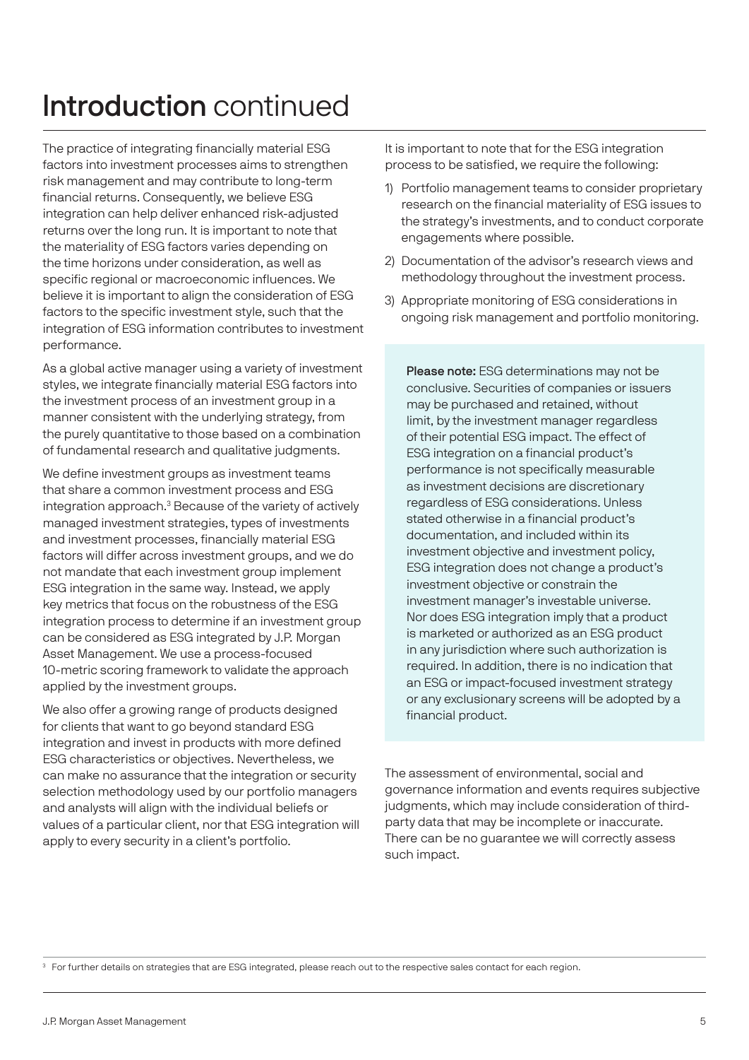# Introduction continued

The practice of integrating financially material ESG factors into investment processes aims to strengthen risk management and may contribute to long-term financial returns. Consequently, we believe ESG integration can help deliver enhanced risk-adjusted returns over the long run. It is important to note that the materiality of ESG factors varies depending on the time horizons under consideration, as well as specific regional or macroeconomic influences. We believe it is important to align the consideration of ESG factors to the specific investment style, such that the integration of ESG information contributes to investment performance.

As a global active manager using a variety of investment styles, we integrate financially material ESG factors into the investment process of an investment group in a manner consistent with the underlying strategy, from the purely quantitative to those based on a combination of fundamental research and qualitative judgments.

We define investment groups as investment teams that share a common investment process and ESG integration approach.[3] Because of the variety of actively managed investment strategies, types of investments and investment processes, financially material ESG factors will differ across investment groups, and we do not mandate that each investment group implement ESG integration in the same way. Instead, we apply key metrics that focus on the robustness of the ESG integration process to determine if an investment group can be considered as ESG integrated by J.P. Morgan Asset Management. We use a process-focused 10-metric scoring framework to validate the approach applied by the investment groups.

We also offer a growing range of products designed for clients that want to go beyond standard ESG integration and invest in products with more defined ESG characteristics or objectives. Nevertheless, we can make no assurance that the integration or security selection methodology used by our portfolio managers and analysts will align with the individual beliefs or values of a particular client, nor that ESG integration will apply to every security in a client's portfolio.

It is important to note that for the ESG integration process to be satisfied, we require the following:

1) Portfolio management teams to consider proprietary research on the financial materiality of ESG issues to the strategy's investments, and to conduct corporate engagements where possible.
2) Documentation of the advisor's research views and methodology throughout the investment process.
3) Appropriate monitoring of ESG considerations in ongoing risk management and portfolio monitoring.

**Please note:** ESG determinations may not be conclusive. Securities of companies or issuers may be purchased and retained, without limit, by the investment manager regardless of their potential ESG impact. The effect of ESG integration on a financial product's performance is not specifically measurable as investment decisions are discretionary regardless of ESG considerations. Unless stated otherwise in a financial product's documentation, and included within its investment objective and investment policy, ESG integration does not change a product's investment objective or constrain the investment manager's investable universe. Nor does ESG integration imply that a product is marketed or authorized as an ESG product in any jurisdiction where such authorization is required. In addition, there is no indication that an ESG or impact-focused investment strategy or any exclusionary screens will be adopted by a financial product.

The assessment of environmental, social and governance information and events requires subjective judgments, which may include consideration of third-party data that may be incomplete or inaccurate. There can be no guarantee we will correctly assess such impact.

[3] For further details on strategies that are ESG integrated, please reach out to the respective sales contact for each region.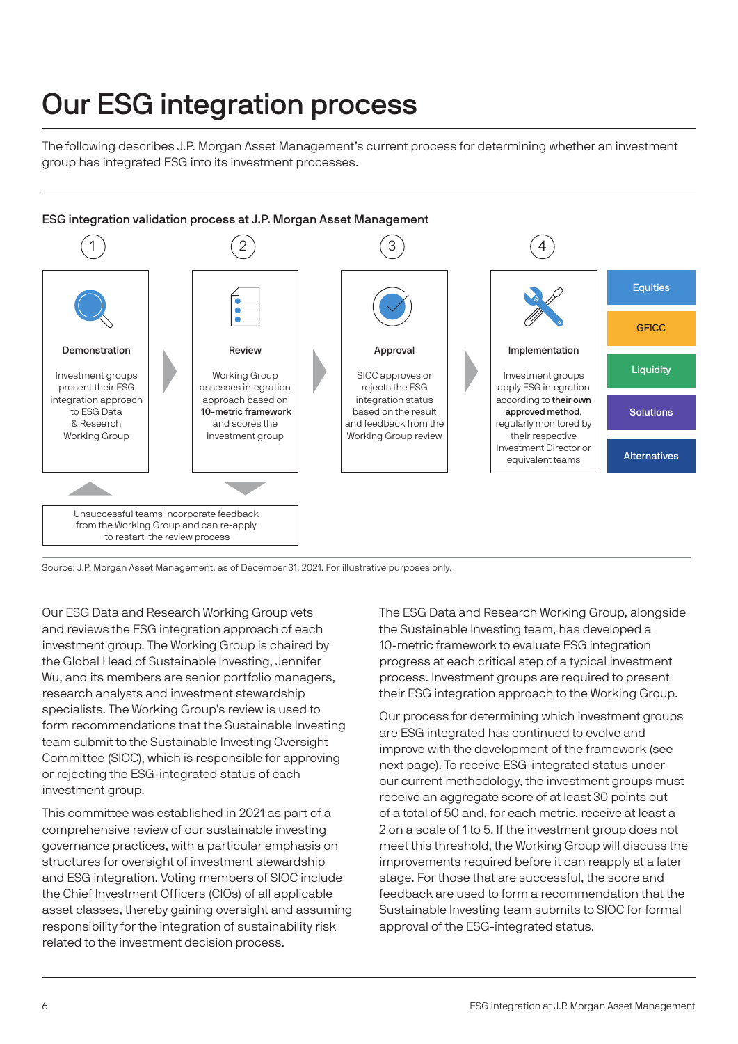# Our ESG integration process

The following describes J.P. Morgan Asset Management's current process for determining whether an investment group has integrated ESG into its investment processes.

**ESG integration validation process at J.P. Morgan Asset Management**

1. **Demonstration**

   Investment groups present their ESG integration approach to ESG Data & Research Working Group

2. **Review**

   Working Group assesses integration approach based on **10-metric framework** and scores the investment group

3. **Approval**

   SIOC approves or rejects the ESG integration status based on the result and feedback from the Working Group review

4. **Implementation**

   Investment groups apply ESG integration according to **their own approved method**, regularly monitored by their respective Investment Director or equivalent teams

   - Equities
   - GFICC
   - Liquidity
   - Solutions
   - Alternatives

Unsuccessful teams incorporate feedback from the Working Group and can re-apply to restart the review process

Source: J.P. Morgan Asset Management, as of December 31, 2021. For illustrative purposes only.

Our ESG Data and Research Working Group vets and reviews the ESG integration approach of each investment group. The Working Group is chaired by the Global Head of Sustainable Investing, Jennifer Wu, and its members are senior portfolio managers, research analysts and investment stewardship specialists. The Working Group's review is used to form recommendations that the Sustainable Investing team submit to the Sustainable Investing Oversight Committee (SIOC), which is responsible for approving or rejecting the ESG-integrated status of each investment group.

This committee was established in 2021 as part of a comprehensive review of our sustainable investing governance practices, with a particular emphasis on structures for oversight of investment stewardship and ESG integration. Voting members of SIOC include the Chief Investment Officers (CIOs) of all applicable asset classes, thereby gaining oversight and assuming responsibility for the integration of sustainability risk related to the investment decision process.

The ESG Data and Research Working Group, alongside the Sustainable Investing team, has developed a 10-metric framework to evaluate ESG integration progress at each critical step of a typical investment process. Investment groups are required to present their ESG integration approach to the Working Group.

Our process for determining which investment groups are ESG integrated has continued to evolve and improve with the development of the framework (see next page). To receive ESG-integrated status under our current methodology, the investment groups must receive an aggregate score of at least 30 points out of a total of 50 and, for each metric, receive at least a 2 on a scale of 1 to 5. If the investment group does not meet this threshold, the Working Group will discuss the improvements required before it can reapply at a later stage. For those that are successful, the score and feedback are used to form a recommendation that the Sustainable Investing team submits to SIOC for formal approval of the ESG-integrated status.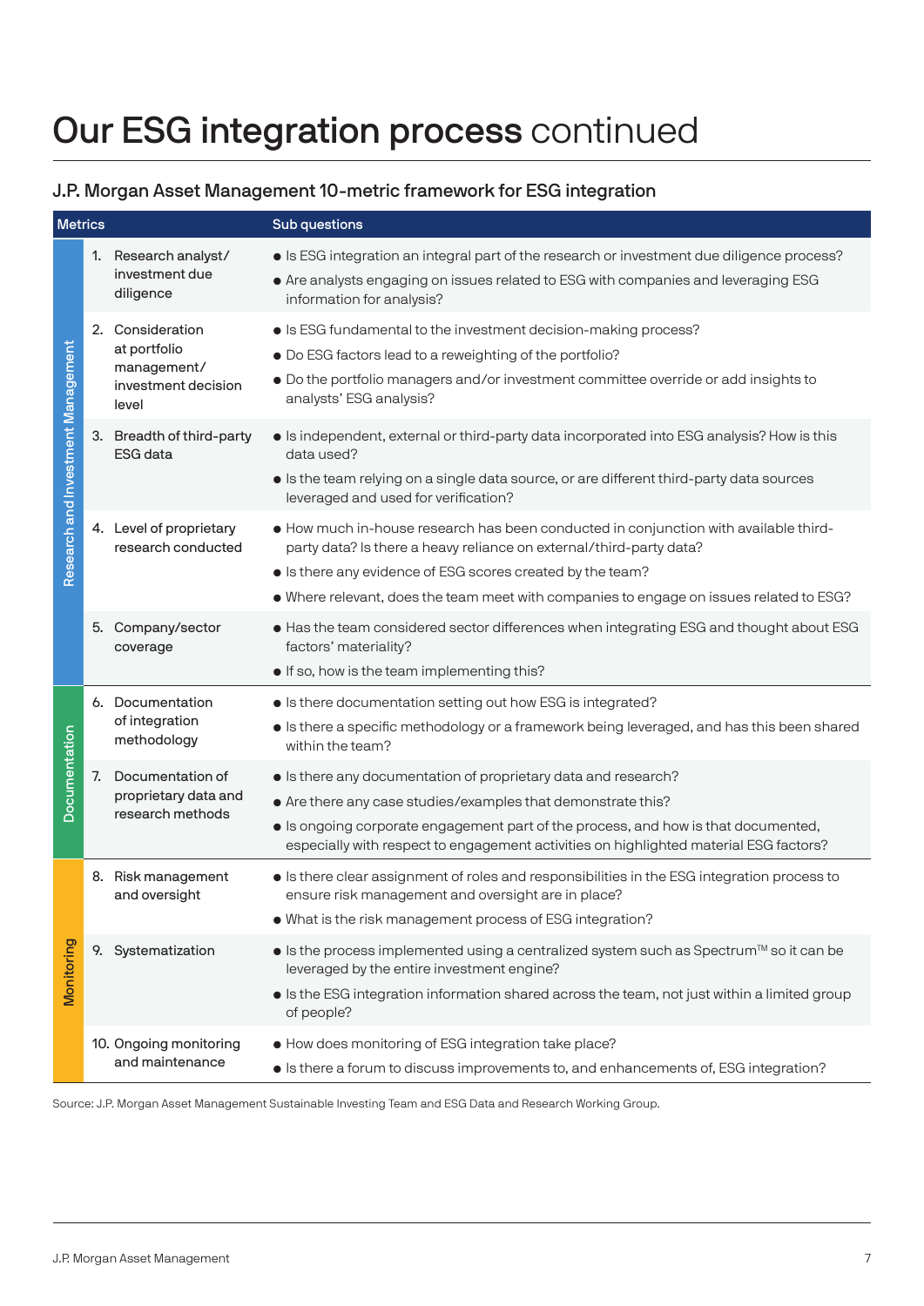# Our ESG integration process continued

## J.P. Morgan Asset Management 10-metric framework for ESG integration

| | Metrics | Sub questions |
|---|---|---|
| Research and Investment Management | 1. Research analyst/ investment due diligence | ● Is ESG integration an integral part of the research or investment due diligence process?<br>● Are analysts engaging on issues related to ESG with companies and leveraging ESG information for analysis? |
| | 2. Consideration at portfolio management/ investment decision level | ● Is ESG fundamental to the investment decision-making process?<br>● Do ESG factors lead to a reweighting of the portfolio?<br>● Do the portfolio managers and/or investment committee override or add insights to analysts' ESG analysis? |
| | 3. Breadth of third-party ESG data | ● Is independent, external or third-party data incorporated into ESG analysis? How is this data used?<br>● Is the team relying on a single data source, or are different third-party data sources leveraged and used for verification? |
| | 4. Level of proprietary research conducted | ● How much in-house research has been conducted in conjunction with available third-party data? Is there a heavy reliance on external/third-party data?<br>● Is there any evidence of ESG scores created by the team?<br>● Where relevant, does the team meet with companies to engage on issues related to ESG? |
| | 5. Company/sector coverage | ● Has the team considered sector differences when integrating ESG and thought about ESG factors' materiality?<br>● If so, how is the team implementing this? |
| Documentation | 6. Documentation of integration methodology | ● Is there documentation setting out how ESG is integrated?<br>● Is there a specific methodology or a framework being leveraged, and has this been shared within the team? |
| | 7. Documentation of proprietary data and research methods | ● Is there any documentation of proprietary data and research?<br>● Are there any case studies/examples that demonstrate this?<br>● Is ongoing corporate engagement part of the process, and how is that documented, especially with respect to engagement activities on highlighted material ESG factors? |
| Monitoring | 8. Risk management and oversight | ● Is there clear assignment of roles and responsibilities in the ESG integration process to ensure risk management and oversight are in place?<br>● What is the risk management process of ESG integration? |
| | 9. Systematization | ● Is the process implemented using a centralized system such as Spectrum™ so it can be leveraged by the entire investment engine?<br>● Is the ESG integration information shared across the team, not just within a limited group of people? |
| | 10. Ongoing monitoring and maintenance | ● How does monitoring of ESG integration take place?<br>● Is there a forum to discuss improvements to, and enhancements of, ESG integration? |

Source: J.P. Morgan Asset Management Sustainable Investing Team and ESG Data and Research Working Group.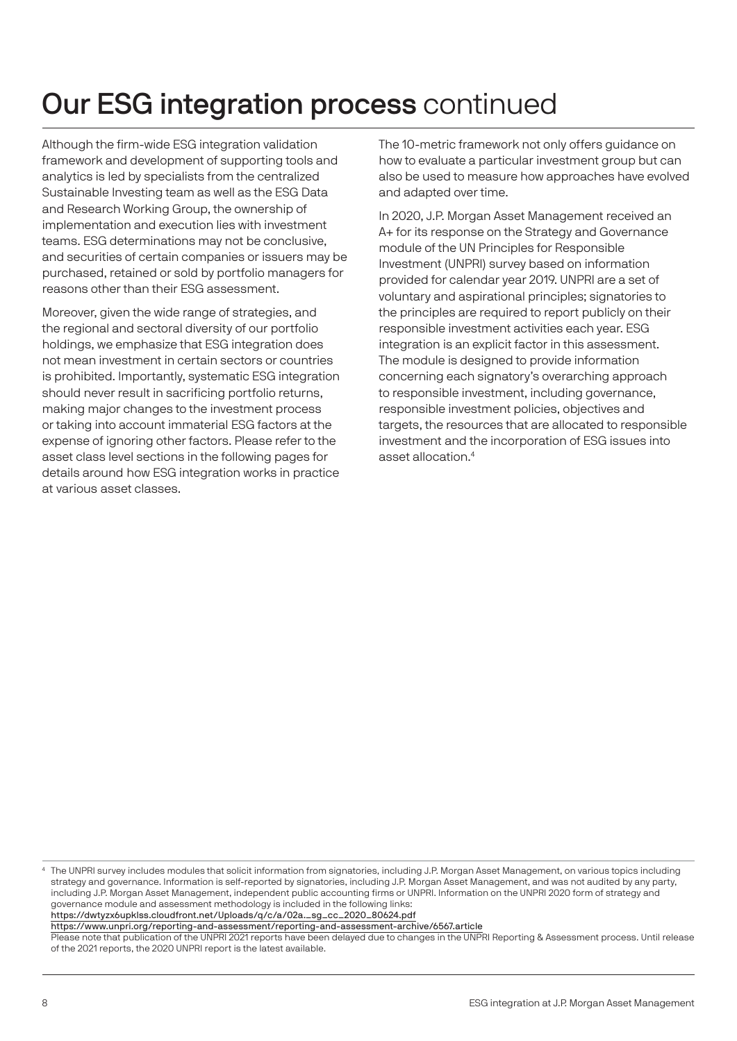# Our ESG integration process continued

Although the firm-wide ESG integration validation framework and development of supporting tools and analytics is led by specialists from the centralized Sustainable Investing team as well as the ESG Data and Research Working Group, the ownership of implementation and execution lies with investment teams. ESG determinations may not be conclusive, and securities of certain companies or issuers may be purchased, retained or sold by portfolio managers for reasons other than their ESG assessment.

Moreover, given the wide range of strategies, and the regional and sectoral diversity of our portfolio holdings, we emphasize that ESG integration does not mean investment in certain sectors or countries is prohibited. Importantly, systematic ESG integration should never result in sacrificing portfolio returns, making major changes to the investment process or taking into account immaterial ESG factors at the expense of ignoring other factors. Please refer to the asset class level sections in the following pages for details around how ESG integration works in practice at various asset classes.

The 10-metric framework not only offers guidance on how to evaluate a particular investment group but can also be used to measure how approaches have evolved and adapted over time.

In 2020, J.P. Morgan Asset Management received an A+ for its response on the Strategy and Governance module of the UN Principles for Responsible Investment (UNPRI) survey based on information provided for calendar year 2019. UNPRI are a set of voluntary and aspirational principles; signatories to the principles are required to report publicly on their responsible investment activities each year. ESG integration is an explicit factor in this assessment. The module is designed to provide information concerning each signatory's overarching approach to responsible investment, including governance, responsible investment policies, objectives and targets, the resources that are allocated to responsible investment and the incorporation of ESG issues into asset allocation.[4]

[4] The UNPRI survey includes modules that solicit information from signatories, including J.P. Morgan Asset Management, on various topics including strategy and governance. Information is self-reported by signatories, including J.P. Morgan Asset Management, and was not audited by any party, including J.P. Morgan Asset Management, independent public accounting firms or UNPRI. Information on the UNPRI 2020 form of strategy and governance module and assessment methodology is included in the following links:
https://dwtyzx6upklss.cloudfront.net/Uploads/q/c/a/02a._sg_cc_2020_80624.pdf
https://www.unpri.org/reporting-and-assessment/reporting-and-assessment-archive/6567.article
Please note that publication of the UNPRI 2021 reports have been delayed due to changes in the UNPRI Reporting & Assessment process. Until release of the 2021 reports, the 2020 UNPRI report is the latest available.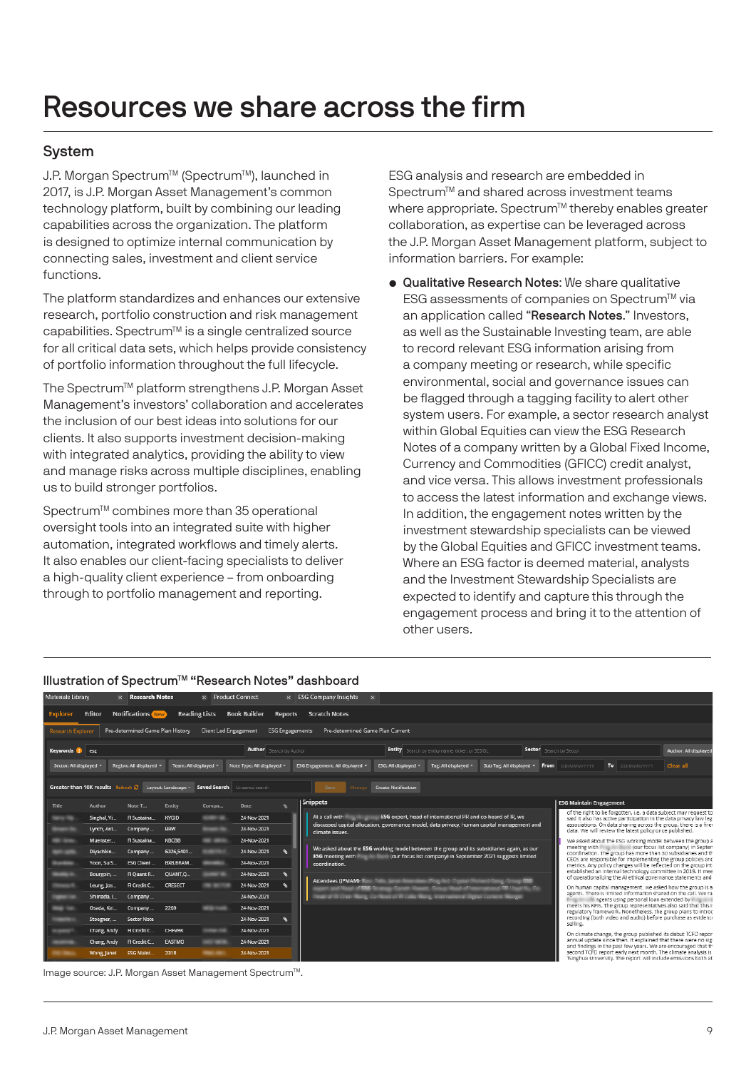# Resources we share across the firm

## System

J.P. Morgan Spectrum™ (Spectrum™), launched in 2017, is J.P. Morgan Asset Management's common technology platform, built by combining our leading capabilities across the organization. The platform is designed to optimize internal communication by connecting sales, investment and client service functions.

The platform standardizes and enhances our extensive research, portfolio construction and risk management capabilities. Spectrum™ is a single centralized source for all critical data sets, which helps provide consistency of portfolio information throughout the full lifecycle.

The Spectrum™ platform strengthens J.P. Morgan Asset Management's investors' collaboration and accelerates the inclusion of our best ideas into solutions for our clients. It also supports investment decision-making with integrated analytics, providing the ability to view and manage risks across multiple disciplines, enabling us to build stronger portfolios.

Spectrum™ combines more than 35 operational oversight tools into an integrated suite with higher automation, integrated workflows and timely alerts. It also enables our client-facing specialists to deliver a high-quality client experience – from onboarding through to portfolio management and reporting.

ESG analysis and research are embedded in Spectrum™ and shared across investment teams where appropriate. Spectrum™ thereby enables greater collaboration, as expertise can be leveraged across the J.P. Morgan Asset Management platform, subject to information barriers. For example:

- **Qualitative Research Notes**: We share qualitative ESG assessments of companies on Spectrum™ via an application called "**Research Notes**." Investors, as well as the Sustainable Investing team, are able to record relevant ESG information arising from a company meeting or research, while specific environmental, social and governance issues can be flagged through a tagging facility to alert other system users. For example, a sector research analyst within Global Equities can view the ESG Research Notes of a company written by a Global Fixed Income, Currency and Commodities (GFICC) credit analyst, and vice versa. This allows investment professionals to access the latest information and exchange views. In addition, the engagement notes written by the investment stewardship specialists can be viewed by the Global Equities and GFICC investment teams. Where an ESG factor is deemed material, analysts and the Investment Stewardship Specialists are expected to identify and capture this through the engagement process and bring it to the attention of other users.

### Illustration of Spectrum™ "Research Notes" dashboard

Image source: J.P. Morgan Asset Management Spectrum™.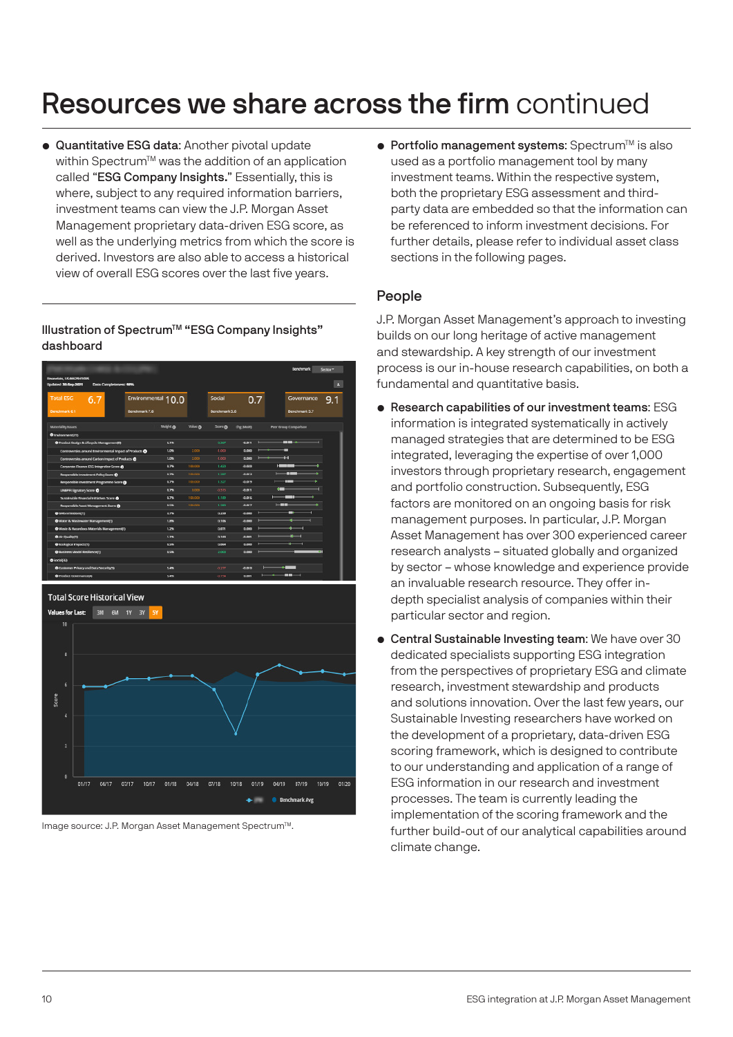# Resources we share across the firm continued

- **Quantitative ESG data**: Another pivotal update within Spectrum™ was the addition of an application called "**ESG Company Insights.**" Essentially, this is where, subject to any required information barriers, investment teams can view the J.P. Morgan Asset Management proprietary data-driven ESG score, as well as the underlying metrics from which the score is derived. Investors are also able to access a historical view of overall ESG scores over the last five years.

### Illustration of Spectrum™ "ESG Company Insights" dashboard

Image source: J.P. Morgan Asset Management Spectrum™.

- **Portfolio management systems**: Spectrum™ is also used as a portfolio management tool by many investment teams. Within the respective system, both the proprietary ESG assessment and third-party data are embedded so that the information can be referenced to inform investment decisions. For further details, please refer to individual asset class sections in the following pages.

## People

J.P. Morgan Asset Management's approach to investing builds on our long heritage of active management and stewardship. A key strength of our investment process is our in-house research capabilities, on both a fundamental and quantitative basis.

- **Research capabilities of our investment teams**: ESG information is integrated systematically in actively managed strategies that are determined to be ESG integrated, leveraging the expertise of over 1,000 investors through proprietary research, engagement and portfolio construction. Subsequently, ESG factors are monitored on an ongoing basis for risk management purposes. In particular, J.P. Morgan Asset Management has over 300 experienced career research analysts – situated globally and organized by sector – whose knowledge and experience provide an invaluable research resource. They offer in-depth specialist analysis of companies within their particular sector and region.
- **Central Sustainable Investing team**: We have over 30 dedicated specialists supporting ESG integration from the perspectives of proprietary ESG and climate research, investment stewardship and products and solutions innovation. Over the last few years, our Sustainable Investing researchers have worked on the development of a proprietary, data-driven ESG scoring framework, which is designed to contribute to our understanding and application of a range of ESG information in our research and investment processes. The team is currently leading the implementation of the scoring framework and the further build-out of our analytical capabilities around climate change.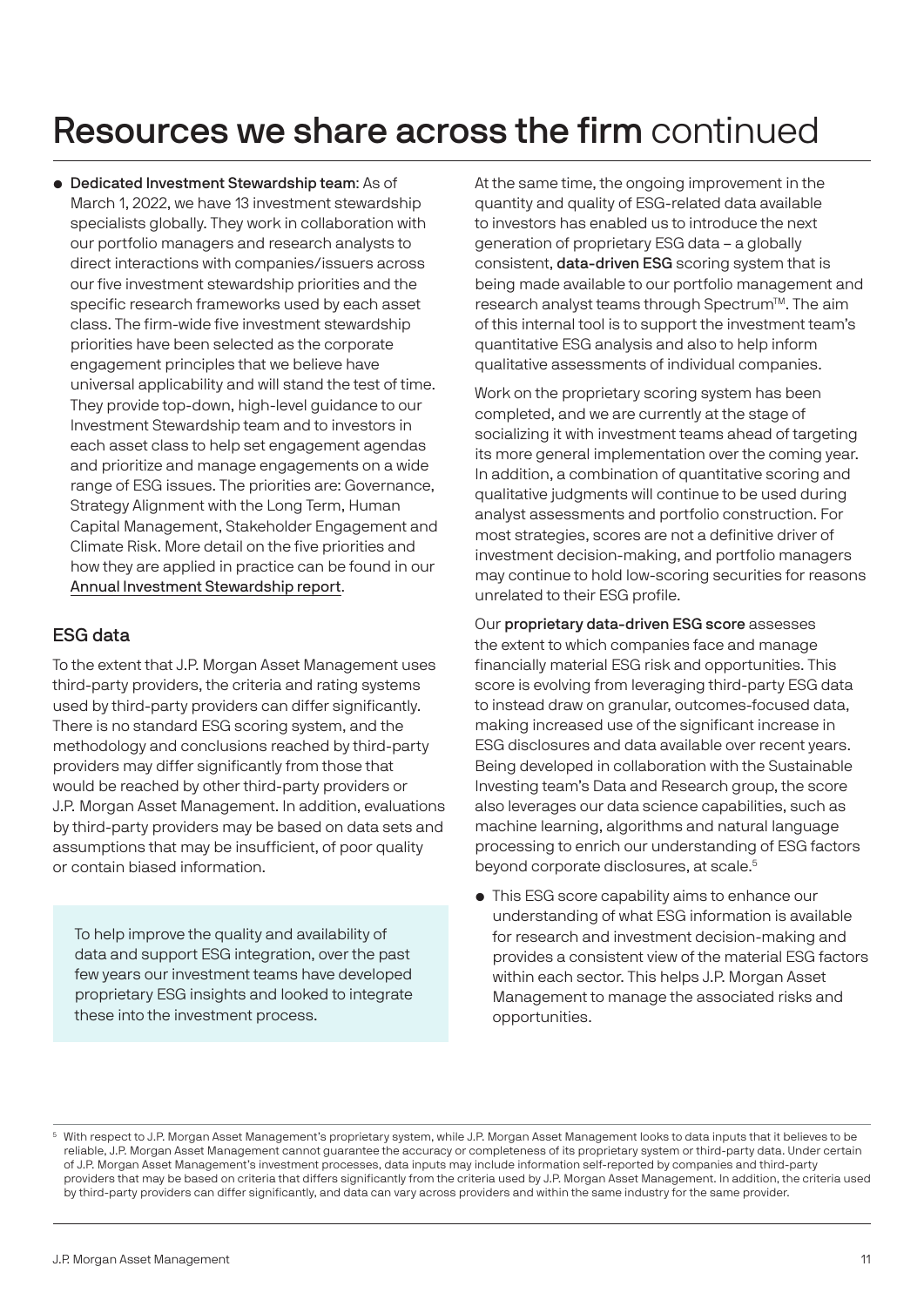# Resources we share across the firm continued

- **Dedicated Investment Stewardship team**: As of March 1, 2022, we have 13 investment stewardship specialists globally. They work in collaboration with our portfolio managers and research analysts to direct interactions with companies/issuers across our five investment stewardship priorities and the specific research frameworks used by each asset class. The firm-wide five investment stewardship priorities have been selected as the corporate engagement principles that we believe have universal applicability and will stand the test of time. They provide top-down, high-level guidance to our Investment Stewardship team and to investors in each asset class to help set engagement agendas and prioritize and manage engagements on a wide range of ESG issues. The priorities are: Governance, Strategy Alignment with the Long Term, Human Capital Management, Stakeholder Engagement and Climate Risk. More detail on the five priorities and how they are applied in practice can be found in our Annual Investment Stewardship report.

## ESG data

To the extent that J.P. Morgan Asset Management uses third-party providers, the criteria and rating systems used by third-party providers can differ significantly. There is no standard ESG scoring system, and the methodology and conclusions reached by third-party providers may differ significantly from those that would be reached by other third-party providers or J.P. Morgan Asset Management. In addition, evaluations by third-party providers may be based on data sets and assumptions that may be insufficient, of poor quality or contain biased information.

> To help improve the quality and availability of data and support ESG integration, over the past few years our investment teams have developed proprietary ESG insights and looked to integrate these into the investment process.

At the same time, the ongoing improvement in the quantity and quality of ESG-related data available to investors has enabled us to introduce the next generation of proprietary ESG data – a globally consistent, **data-driven ESG** scoring system that is being made available to our portfolio management and research analyst teams through Spectrum™. The aim of this internal tool is to support the investment team's quantitative ESG analysis and also to help inform qualitative assessments of individual companies.

Work on the proprietary scoring system has been completed, and we are currently at the stage of socializing it with investment teams ahead of targeting its more general implementation over the coming year. In addition, a combination of quantitative scoring and qualitative judgments will continue to be used during analyst assessments and portfolio construction. For most strategies, scores are not a definitive driver of investment decision-making, and portfolio managers may continue to hold low-scoring securities for reasons unrelated to their ESG profile.

Our **proprietary data-driven ESG score** assesses the extent to which companies face and manage financially material ESG risk and opportunities. This score is evolving from leveraging third-party ESG data to instead draw on granular, outcomes-focused data, making increased use of the significant increase in ESG disclosures and data available over recent years. Being developed in collaboration with the Sustainable Investing team's Data and Research group, the score also leverages our data science capabilities, such as machine learning, algorithms and natural language processing to enrich our understanding of ESG factors beyond corporate disclosures, at scale.[5]

- This ESG score capability aims to enhance our understanding of what ESG information is available for research and investment decision-making and provides a consistent view of the material ESG factors within each sector. This helps J.P. Morgan Asset Management to manage the associated risks and opportunities.

[5] With respect to J.P. Morgan Asset Management's proprietary system, while J.P. Morgan Asset Management looks to data inputs that it believes to be reliable, J.P. Morgan Asset Management cannot guarantee the accuracy or completeness of its proprietary system or third-party data. Under certain of J.P. Morgan Asset Management's investment processes, data inputs may include information self-reported by companies and third-party providers that may be based on criteria that differs significantly from the criteria used by J.P. Morgan Asset Management. In addition, the criteria used by third-party providers can differ significantly, and data can vary across providers and within the same industry for the same provider.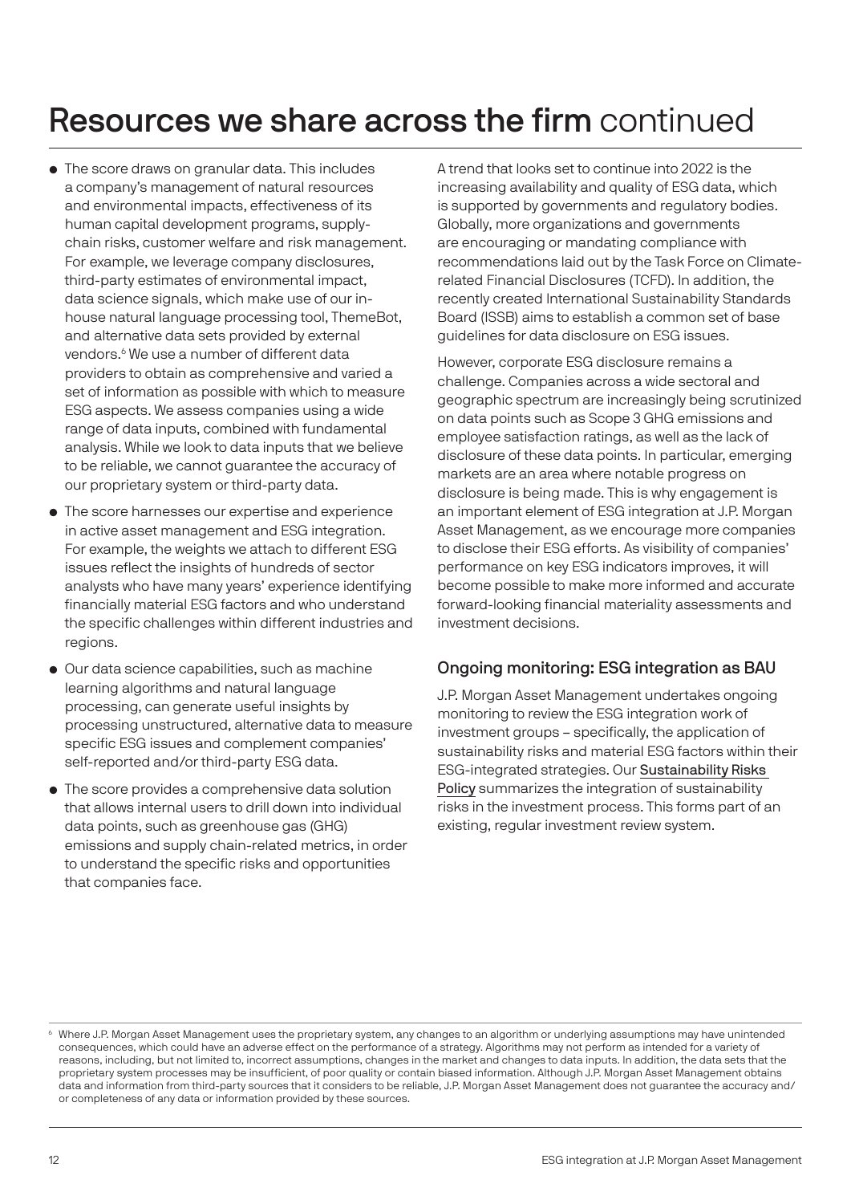# Resources we share across the firm continued

- The score draws on granular data. This includes a company's management of natural resources and environmental impacts, effectiveness of its human capital development programs, supply-chain risks, customer welfare and risk management. For example, we leverage company disclosures, third-party estimates of environmental impact, data science signals, which make use of our in-house natural language processing tool, ThemeBot, and alternative data sets provided by external vendors.[6] We use a number of different data providers to obtain as comprehensive and varied a set of information as possible with which to measure ESG aspects. We assess companies using a wide range of data inputs, combined with fundamental analysis. While we look to data inputs that we believe to be reliable, we cannot guarantee the accuracy of our proprietary system or third-party data.
- The score harnesses our expertise and experience in active asset management and ESG integration. For example, the weights we attach to different ESG issues reflect the insights of hundreds of sector analysts who have many years' experience identifying financially material ESG factors and who understand the specific challenges within different industries and regions.
- Our data science capabilities, such as machine learning algorithms and natural language processing, can generate useful insights by processing unstructured, alternative data to measure specific ESG issues and complement companies' self-reported and/or third-party ESG data.
- The score provides a comprehensive data solution that allows internal users to drill down into individual data points, such as greenhouse gas (GHG) emissions and supply chain-related metrics, in order to understand the specific risks and opportunities that companies face.

A trend that looks set to continue into 2022 is the increasing availability and quality of ESG data, which is supported by governments and regulatory bodies. Globally, more organizations and governments are encouraging or mandating compliance with recommendations laid out by the Task Force on Climate-related Financial Disclosures (TCFD). In addition, the recently created International Sustainability Standards Board (ISSB) aims to establish a common set of base guidelines for data disclosure on ESG issues.

However, corporate ESG disclosure remains a challenge. Companies across a wide sectoral and geographic spectrum are increasingly being scrutinized on data points such as Scope 3 GHG emissions and employee satisfaction ratings, as well as the lack of disclosure of these data points. In particular, emerging markets are an area where notable progress on disclosure is being made. This is why engagement is an important element of ESG integration at J.P. Morgan Asset Management, as we encourage more companies to disclose their ESG efforts. As visibility of companies' performance on key ESG indicators improves, it will become possible to make more informed and accurate forward-looking financial materiality assessments and investment decisions.

## Ongoing monitoring: ESG integration as BAU

J.P. Morgan Asset Management undertakes ongoing monitoring to review the ESG integration work of investment groups – specifically, the application of sustainability risks and material ESG factors within their ESG-integrated strategies. Our Sustainability Risks Policy summarizes the integration of sustainability risks in the investment process. This forms part of an existing, regular investment review system.

[6] Where J.P. Morgan Asset Management uses the proprietary system, any changes to an algorithm or underlying assumptions may have unintended consequences, which could have an adverse effect on the performance of a strategy. Algorithms may not perform as intended for a variety of reasons, including, but not limited to, incorrect assumptions, changes in the market and changes to data inputs. In addition, the data sets that the proprietary system processes may be insufficient, of poor quality or contain biased information. Although J.P. Morgan Asset Management obtains data and information from third-party sources that it considers to be reliable, J.P. Morgan Asset Management does not guarantee the accuracy and/or completeness of any data or information provided by these sources.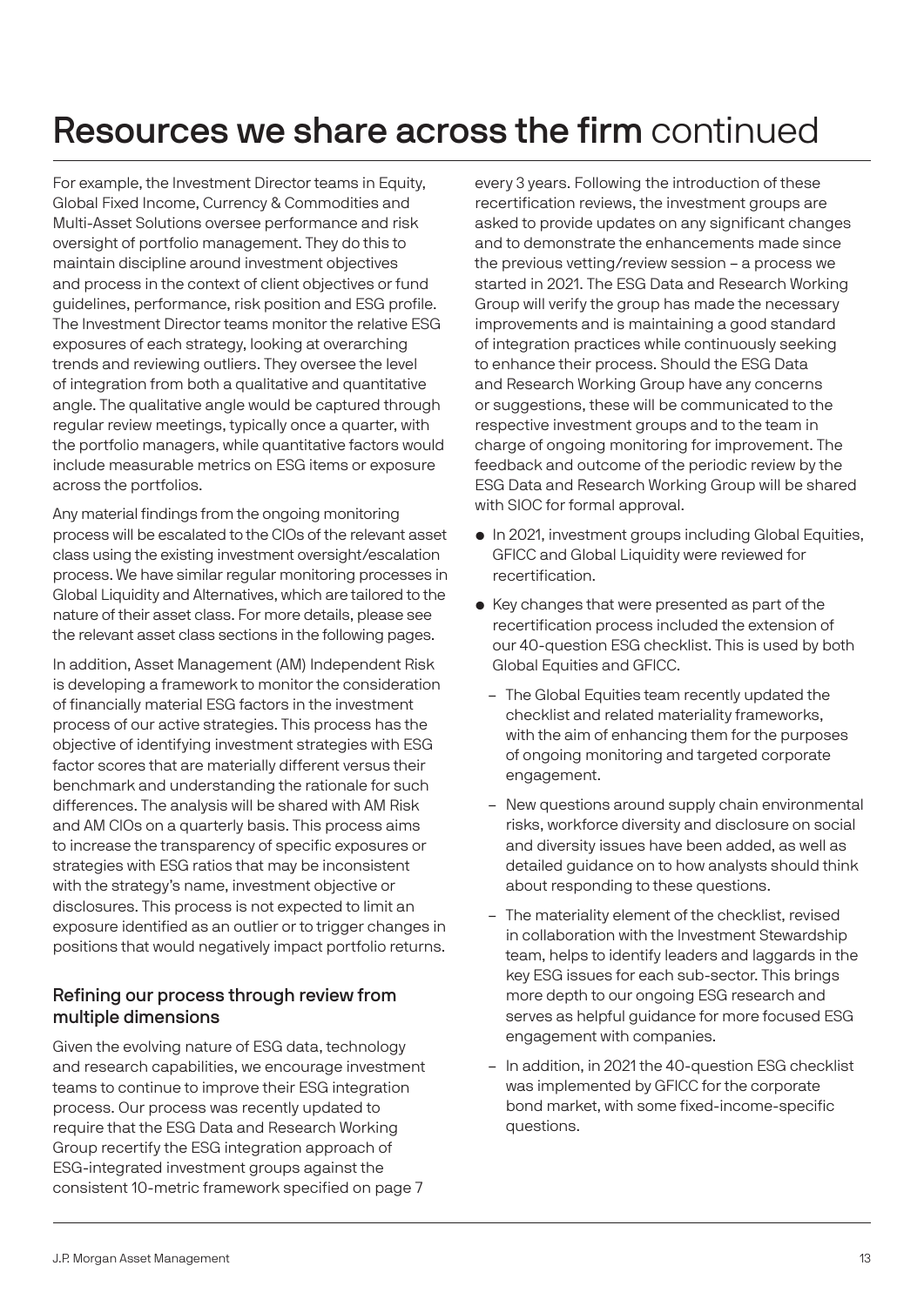# Resources we share across the firm continued

For example, the Investment Director teams in Equity, Global Fixed Income, Currency & Commodities and Multi-Asset Solutions oversee performance and risk oversight of portfolio management. They do this to maintain discipline around investment objectives and process in the context of client objectives or fund guidelines, performance, risk position and ESG profile. The Investment Director teams monitor the relative ESG exposures of each strategy, looking at overarching trends and reviewing outliers. They oversee the level of integration from both a qualitative and quantitative angle. The qualitative angle would be captured through regular review meetings, typically once a quarter, with the portfolio managers, while quantitative factors would include measurable metrics on ESG items or exposure across the portfolios.

Any material findings from the ongoing monitoring process will be escalated to the CIOs of the relevant asset class using the existing investment oversight/escalation process. We have similar regular monitoring processes in Global Liquidity and Alternatives, which are tailored to the nature of their asset class. For more details, please see the relevant asset class sections in the following pages.

In addition, Asset Management (AM) Independent Risk is developing a framework to monitor the consideration of financially material ESG factors in the investment process of our active strategies. This process has the objective of identifying investment strategies with ESG factor scores that are materially different versus their benchmark and understanding the rationale for such differences. The analysis will be shared with AM Risk and AM CIOs on a quarterly basis. This process aims to increase the transparency of specific exposures or strategies with ESG ratios that may be inconsistent with the strategy's name, investment objective or disclosures. This process is not expected to limit an exposure identified as an outlier or to trigger changes in positions that would negatively impact portfolio returns.

### Refining our process through review from multiple dimensions

Given the evolving nature of ESG data, technology and research capabilities, we encourage investment teams to continue to improve their ESG integration process. Our process was recently updated to require that the ESG Data and Research Working Group recertify the ESG integration approach of ESG-integrated investment groups against the consistent 10-metric framework specified on page 7 every 3 years. Following the introduction of these recertification reviews, the investment groups are asked to provide updates on any significant changes and to demonstrate the enhancements made since the previous vetting/review session – a process we started in 2021. The ESG Data and Research Working Group will verify the group has made the necessary improvements and is maintaining a good standard of integration practices while continuously seeking to enhance their process. Should the ESG Data and Research Working Group have any concerns or suggestions, these will be communicated to the respective investment groups and to the team in charge of ongoing monitoring for improvement. The feedback and outcome of the periodic review by the ESG Data and Research Working Group will be shared with SIOC for formal approval.

- In 2021, investment groups including Global Equities, GFICC and Global Liquidity were reviewed for recertification.
- Key changes that were presented as part of the recertification process included the extension of our 40-question ESG checklist. This is used by both Global Equities and GFICC.
  - The Global Equities team recently updated the checklist and related materiality frameworks, with the aim of enhancing them for the purposes of ongoing monitoring and targeted corporate engagement.
  - New questions around supply chain environmental risks, workforce diversity and disclosure on social and diversity issues have been added, as well as detailed guidance on to how analysts should think about responding to these questions.
  - The materiality element of the checklist, revised in collaboration with the Investment Stewardship team, helps to identify leaders and laggards in the key ESG issues for each sub-sector. This brings more depth to our ongoing ESG research and serves as helpful guidance for more focused ESG engagement with companies.
  - In addition, in 2021 the 40-question ESG checklist was implemented by GFICC for the corporate bond market, with some fixed-income-specific questions.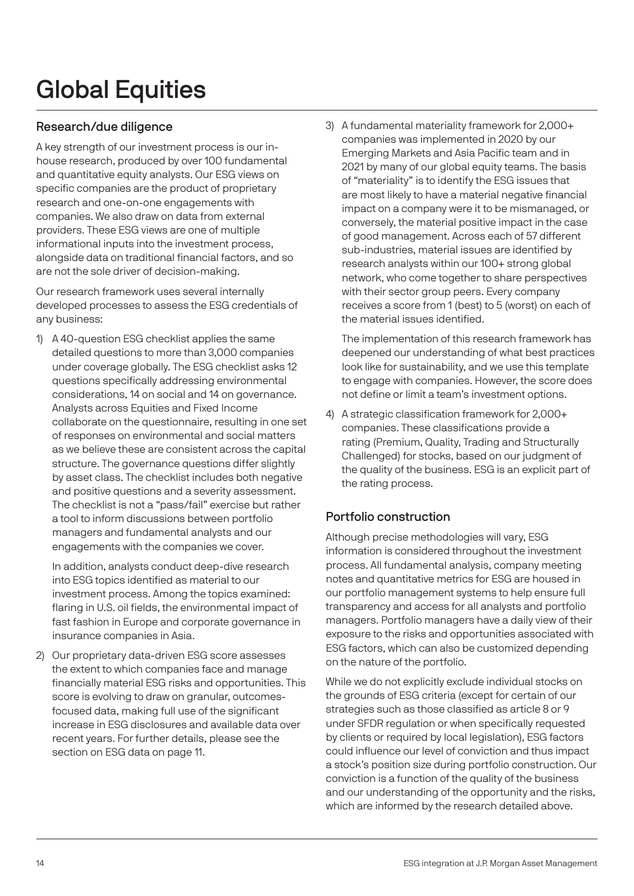# Global Equities

## Research/due diligence

A key strength of our investment process is our in-house research, produced by over 100 fundamental and quantitative equity analysts. Our ESG views on specific companies are the product of proprietary research and one-on-one engagements with companies. We also draw on data from external providers. These ESG views are one of multiple informational inputs into the investment process, alongside data on traditional financial factors, and so are not the sole driver of decision-making.

Our research framework uses several internally developed processes to assess the ESG credentials of any business:

1) A 40-question ESG checklist applies the same detailed questions to more than 3,000 companies under coverage globally. The ESG checklist asks 12 questions specifically addressing environmental considerations, 14 on social and 14 on governance. Analysts across Equities and Fixed Income collaborate on the questionnaire, resulting in one set of responses on environmental and social matters as we believe these are consistent across the capital structure. The governance questions differ slightly by asset class. The checklist includes both negative and positive questions and a severity assessment. The checklist is not a "pass/fail" exercise but rather a tool to inform discussions between portfolio managers and fundamental analysts and our engagements with the companies we cover.

   In addition, analysts conduct deep-dive research into ESG topics identified as material to our investment process. Among the topics examined: flaring in U.S. oil fields, the environmental impact of fast fashion in Europe and corporate governance in insurance companies in Asia.

2) Our proprietary data-driven ESG score assesses the extent to which companies face and manage financially material ESG risks and opportunities. This score is evolving to draw on granular, outcomes-focused data, making full use of the significant increase in ESG disclosures and available data over recent years. For further details, please see the section on ESG data on page 11.

3) A fundamental materiality framework for 2,000+ companies was implemented in 2020 by our Emerging Markets and Asia Pacific team and in 2021 by many of our global equity teams. The basis of "materiality" is to identify the ESG issues that are most likely to have a material negative financial impact on a company were it to be mismanaged, or conversely, the material positive impact in the case of good management. Across each of 57 different sub-industries, material issues are identified by research analysts within our 100+ strong global network, who come together to share perspectives with their sector group peers. Every company receives a score from 1 (best) to 5 (worst) on each of the material issues identified.

   The implementation of this research framework has deepened our understanding of what best practices look like for sustainability, and we use this template to engage with companies. However, the score does not define or limit a team's investment options.

4) A strategic classification framework for 2,000+ companies. These classifications provide a rating (Premium, Quality, Trading and Structurally Challenged) for stocks, based on our judgment of the quality of the business. ESG is an explicit part of the rating process.

## Portfolio construction

Although precise methodologies will vary, ESG information is considered throughout the investment process. All fundamental analysis, company meeting notes and quantitative metrics for ESG are housed in our portfolio management systems to help ensure full transparency and access for all analysts and portfolio managers. Portfolio managers have a daily view of their exposure to the risks and opportunities associated with ESG factors, which can also be customized depending on the nature of the portfolio.

While we do not explicitly exclude individual stocks on the grounds of ESG criteria (except for certain of our strategies such as those classified as article 8 or 9 under SFDR regulation or when specifically requested by clients or required by local legislation), ESG factors could influence our level of conviction and thus impact a stock's position size during portfolio construction. Our conviction is a function of the quality of the business and our understanding of the opportunity and the risks, which are informed by the research detailed above.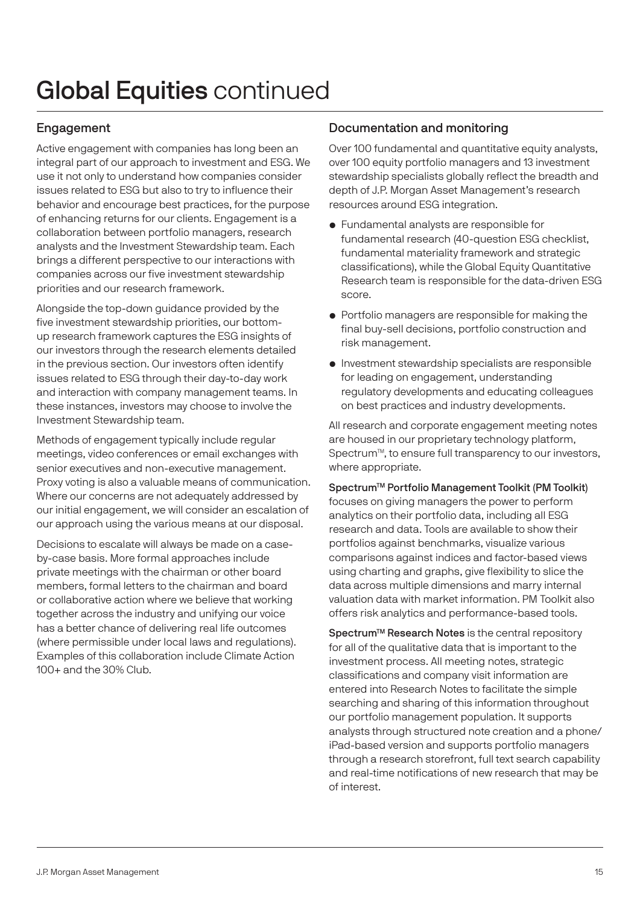# Global Equities continued

## Engagement

Active engagement with companies has long been an integral part of our approach to investment and ESG. We use it not only to understand how companies consider issues related to ESG but also to try to influence their behavior and encourage best practices, for the purpose of enhancing returns for our clients. Engagement is a collaboration between portfolio managers, research analysts and the Investment Stewardship team. Each brings a different perspective to our interactions with companies across our five investment stewardship priorities and our research framework.

Alongside the top-down guidance provided by the five investment stewardship priorities, our bottom-up research framework captures the ESG insights of our investors through the research elements detailed in the previous section. Our investors often identify issues related to ESG through their day-to-day work and interaction with company management teams. In these instances, investors may choose to involve the Investment Stewardship team.

Methods of engagement typically include regular meetings, video conferences or email exchanges with senior executives and non-executive management. Proxy voting is also a valuable means of communication. Where our concerns are not adequately addressed by our initial engagement, we will consider an escalation of our approach using the various means at our disposal.

Decisions to escalate will always be made on a case-by-case basis. More formal approaches include private meetings with the chairman or other board members, formal letters to the chairman and board or collaborative action where we believe that working together across the industry and unifying our voice has a better chance of delivering real life outcomes (where permissible under local laws and regulations). Examples of this collaboration include Climate Action 100+ and the 30% Club.

## Documentation and monitoring

Over 100 fundamental and quantitative equity analysts, over 100 equity portfolio managers and 13 investment stewardship specialists globally reflect the breadth and depth of J.P. Morgan Asset Management's research resources around ESG integration.

- Fundamental analysts are responsible for fundamental research (40-question ESG checklist, fundamental materiality framework and strategic classifications), while the Global Equity Quantitative Research team is responsible for the data-driven ESG score.
- Portfolio managers are responsible for making the final buy-sell decisions, portfolio construction and risk management.
- Investment stewardship specialists are responsible for leading on engagement, understanding regulatory developments and educating colleagues on best practices and industry developments.

All research and corporate engagement meeting notes are housed in our proprietary technology platform, Spectrum™, to ensure full transparency to our investors, where appropriate.

**Spectrum™ Portfolio Management Toolkit (PM Toolkit)** focuses on giving managers the power to perform analytics on their portfolio data, including all ESG research and data. Tools are available to show their portfolios against benchmarks, visualize various comparisons against indices and factor-based views using charting and graphs, give flexibility to slice the data across multiple dimensions and marry internal valuation data with market information. PM Toolkit also offers risk analytics and performance-based tools.

**Spectrum™ Research Notes** is the central repository for all of the qualitative data that is important to the investment process. All meeting notes, strategic classifications and company visit information are entered into Research Notes to facilitate the simple searching and sharing of this information throughout our portfolio management population. It supports analysts through structured note creation and a phone/iPad-based version and supports portfolio managers through a research storefront, full text search capability and real-time notifications of new research that may be of interest.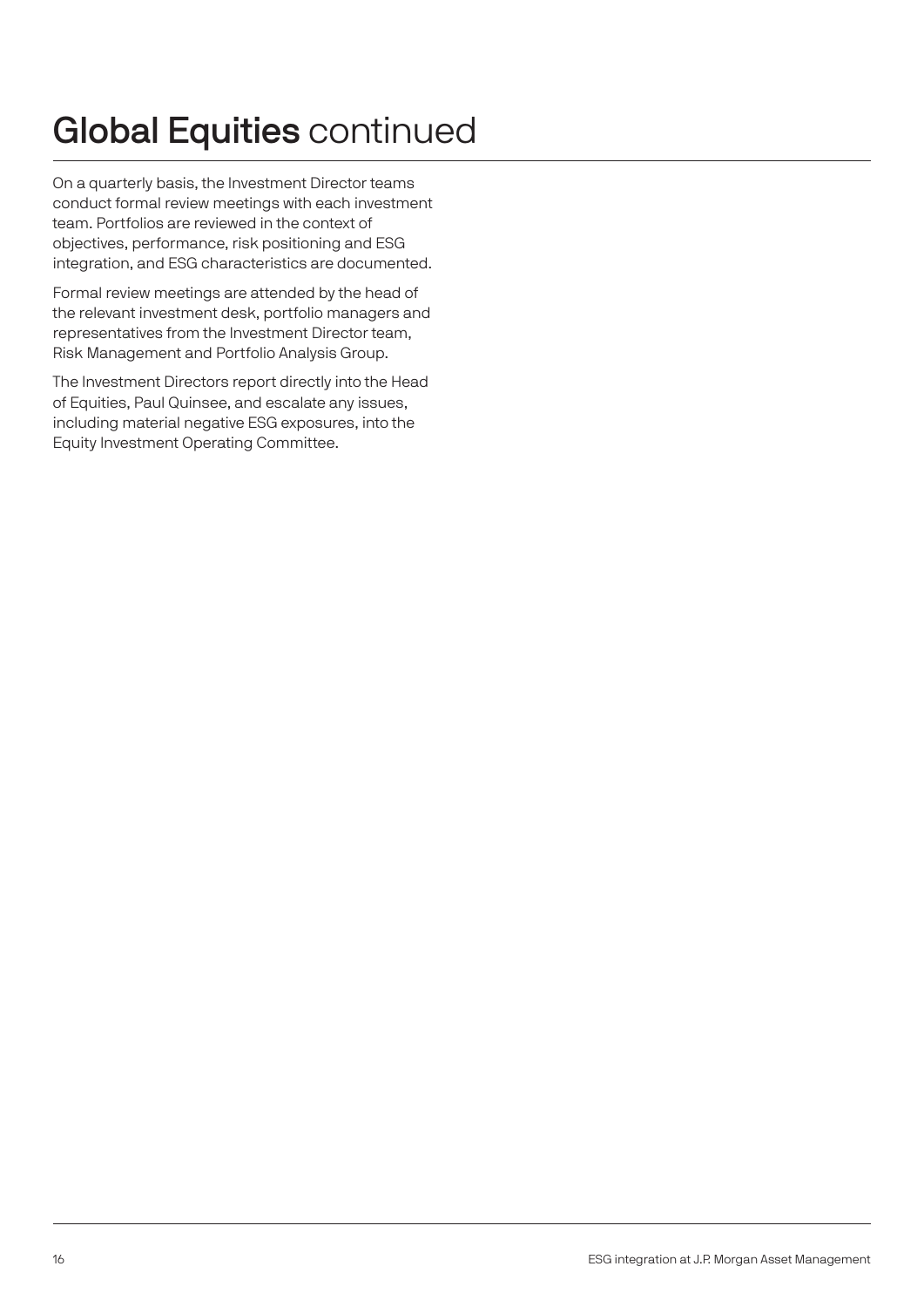# **Global Equities** continued

On a quarterly basis, the Investment Director teams conduct formal review meetings with each investment team. Portfolios are reviewed in the context of objectives, performance, risk positioning and ESG integration, and ESG characteristics are documented.

Formal review meetings are attended by the head of the relevant investment desk, portfolio managers and representatives from the Investment Director team, Risk Management and Portfolio Analysis Group.

The Investment Directors report directly into the Head of Equities, Paul Quinsee, and escalate any issues, including material negative ESG exposures, into the Equity Investment Operating Committee.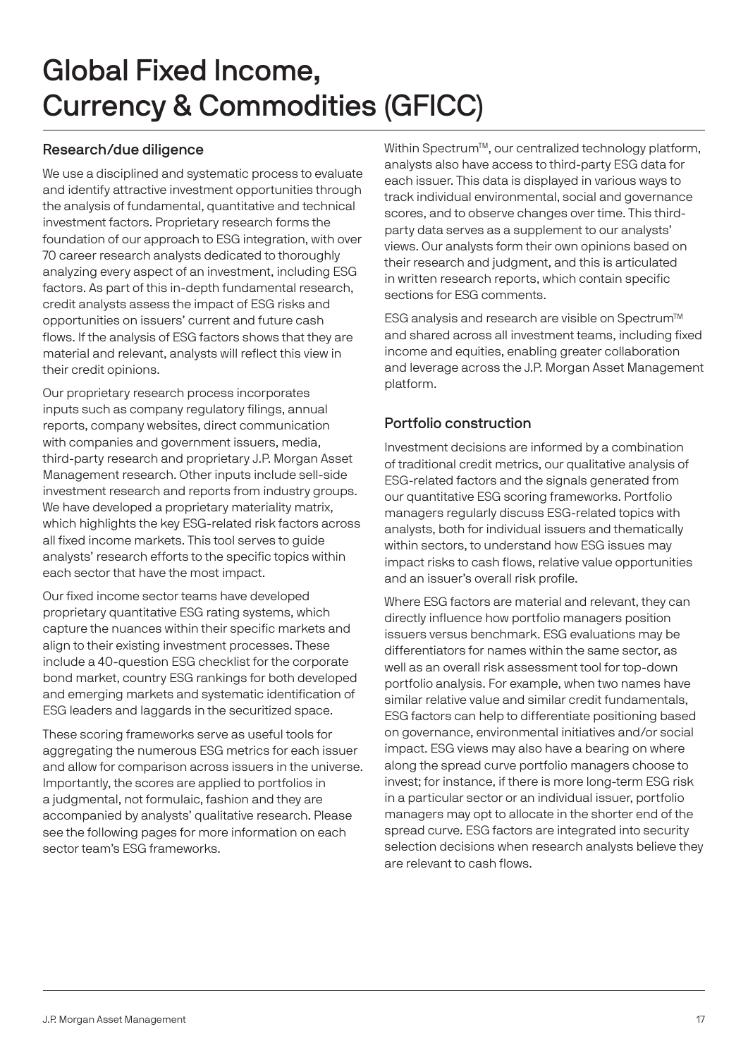# Global Fixed Income, Currency & Commodities (GFICC)

## Research/due diligence

We use a disciplined and systematic process to evaluate and identify attractive investment opportunities through the analysis of fundamental, quantitative and technical investment factors. Proprietary research forms the foundation of our approach to ESG integration, with over 70 career research analysts dedicated to thoroughly analyzing every aspect of an investment, including ESG factors. As part of this in-depth fundamental research, credit analysts assess the impact of ESG risks and opportunities on issuers' current and future cash flows. If the analysis of ESG factors shows that they are material and relevant, analysts will reflect this view in their credit opinions.

Our proprietary research process incorporates inputs such as company regulatory filings, annual reports, company websites, direct communication with companies and government issuers, media, third-party research and proprietary J.P. Morgan Asset Management research. Other inputs include sell-side investment research and reports from industry groups. We have developed a proprietary materiality matrix, which highlights the key ESG-related risk factors across all fixed income markets. This tool serves to guide analysts' research efforts to the specific topics within each sector that have the most impact.

Our fixed income sector teams have developed proprietary quantitative ESG rating systems, which capture the nuances within their specific markets and align to their existing investment processes. These include a 40-question ESG checklist for the corporate bond market, country ESG rankings for both developed and emerging markets and systematic identification of ESG leaders and laggards in the securitized space.

These scoring frameworks serve as useful tools for aggregating the numerous ESG metrics for each issuer and allow for comparison across issuers in the universe. Importantly, the scores are applied to portfolios in a judgmental, not formulaic, fashion and they are accompanied by analysts' qualitative research. Please see the following pages for more information on each sector team's ESG frameworks.

Within Spectrum™, our centralized technology platform, analysts also have access to third-party ESG data for each issuer. This data is displayed in various ways to track individual environmental, social and governance scores, and to observe changes over time. This third-party data serves as a supplement to our analysts' views. Our analysts form their own opinions based on their research and judgment, and this is articulated in written research reports, which contain specific sections for ESG comments.

ESG analysis and research are visible on Spectrum™ and shared across all investment teams, including fixed income and equities, enabling greater collaboration and leverage across the J.P. Morgan Asset Management platform.

## Portfolio construction

Investment decisions are informed by a combination of traditional credit metrics, our qualitative analysis of ESG-related factors and the signals generated from our quantitative ESG scoring frameworks. Portfolio managers regularly discuss ESG-related topics with analysts, both for individual issuers and thematically within sectors, to understand how ESG issues may impact risks to cash flows, relative value opportunities and an issuer's overall risk profile.

Where ESG factors are material and relevant, they can directly influence how portfolio managers position issuers versus benchmark. ESG evaluations may be differentiators for names within the same sector, as well as an overall risk assessment tool for top-down portfolio analysis. For example, when two names have similar relative value and similar credit fundamentals, ESG factors can help to differentiate positioning based on governance, environmental initiatives and/or social impact. ESG views may also have a bearing on where along the spread curve portfolio managers choose to invest; for instance, if there is more long-term ESG risk in a particular sector or an individual issuer, portfolio managers may opt to allocate in the shorter end of the spread curve. ESG factors are integrated into security selection decisions when research analysts believe they are relevant to cash flows.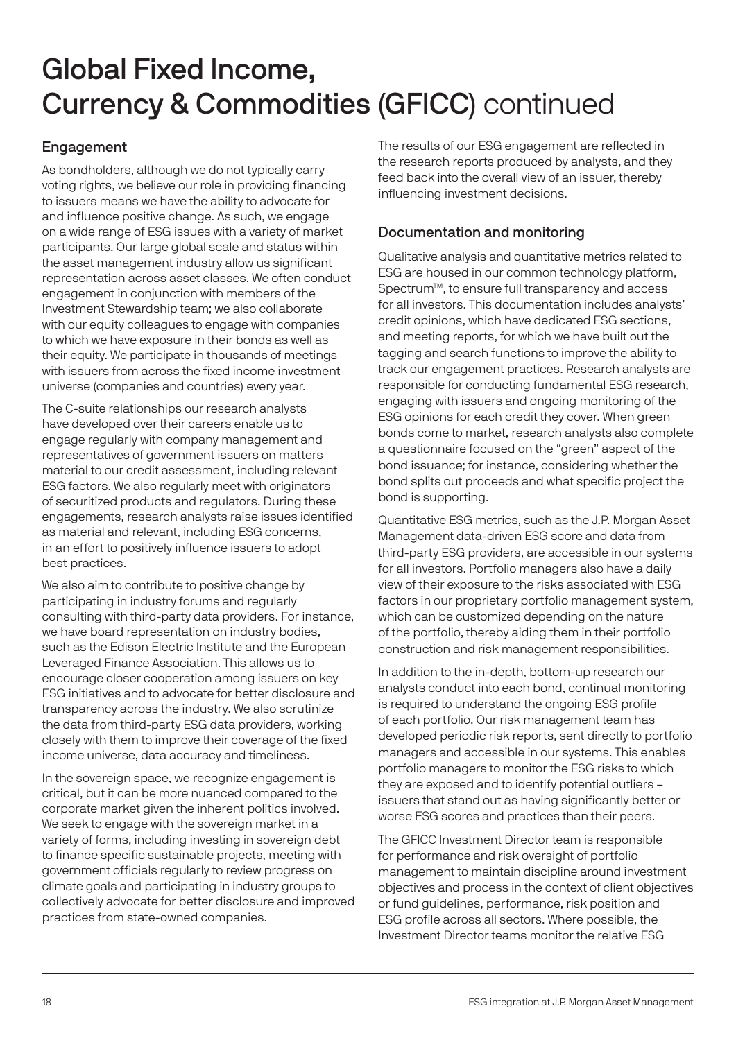# Global Fixed Income, Currency & Commodities (GFICC) continued

## Engagement

As bondholders, although we do not typically carry voting rights, we believe our role in providing financing to issuers means we have the ability to advocate for and influence positive change. As such, we engage on a wide range of ESG issues with a variety of market participants. Our large global scale and status within the asset management industry allow us significant representation across asset classes. We often conduct engagement in conjunction with members of the Investment Stewardship team; we also collaborate with our equity colleagues to engage with companies to which we have exposure in their bonds as well as their equity. We participate in thousands of meetings with issuers from across the fixed income investment universe (companies and countries) every year.

The C-suite relationships our research analysts have developed over their careers enable us to engage regularly with company management and representatives of government issuers on matters material to our credit assessment, including relevant ESG factors. We also regularly meet with originators of securitized products and regulators. During these engagements, research analysts raise issues identified as material and relevant, including ESG concerns, in an effort to positively influence issuers to adopt best practices.

We also aim to contribute to positive change by participating in industry forums and regularly consulting with third-party data providers. For instance, we have board representation on industry bodies, such as the Edison Electric Institute and the European Leveraged Finance Association. This allows us to encourage closer cooperation among issuers on key ESG initiatives and to advocate for better disclosure and transparency across the industry. We also scrutinize the data from third-party ESG data providers, working closely with them to improve their coverage of the fixed income universe, data accuracy and timeliness.

In the sovereign space, we recognize engagement is critical, but it can be more nuanced compared to the corporate market given the inherent politics involved. We seek to engage with the sovereign market in a variety of forms, including investing in sovereign debt to finance specific sustainable projects, meeting with government officials regularly to review progress on climate goals and participating in industry groups to collectively advocate for better disclosure and improved practices from state-owned companies.

The results of our ESG engagement are reflected in the research reports produced by analysts, and they feed back into the overall view of an issuer, thereby influencing investment decisions.

## Documentation and monitoring

Qualitative analysis and quantitative metrics related to ESG are housed in our common technology platform, Spectrum™, to ensure full transparency and access for all investors. This documentation includes analysts' credit opinions, which have dedicated ESG sections, and meeting reports, for which we have built out the tagging and search functions to improve the ability to track our engagement practices. Research analysts are responsible for conducting fundamental ESG research, engaging with issuers and ongoing monitoring of the ESG opinions for each credit they cover. When green bonds come to market, research analysts also complete a questionnaire focused on the "green" aspect of the bond issuance; for instance, considering whether the bond splits out proceeds and what specific project the bond is supporting.

Quantitative ESG metrics, such as the J.P. Morgan Asset Management data-driven ESG score and data from third-party ESG providers, are accessible in our systems for all investors. Portfolio managers also have a daily view of their exposure to the risks associated with ESG factors in our proprietary portfolio management system, which can be customized depending on the nature of the portfolio, thereby aiding them in their portfolio construction and risk management responsibilities.

In addition to the in-depth, bottom-up research our analysts conduct into each bond, continual monitoring is required to understand the ongoing ESG profile of each portfolio. Our risk management team has developed periodic risk reports, sent directly to portfolio managers and accessible in our systems. This enables portfolio managers to monitor the ESG risks to which they are exposed and to identify potential outliers – issuers that stand out as having significantly better or worse ESG scores and practices than their peers.

The GFICC Investment Director team is responsible for performance and risk oversight of portfolio management to maintain discipline around investment objectives and process in the context of client objectives or fund guidelines, performance, risk position and ESG profile across all sectors. Where possible, the Investment Director teams monitor the relative ESG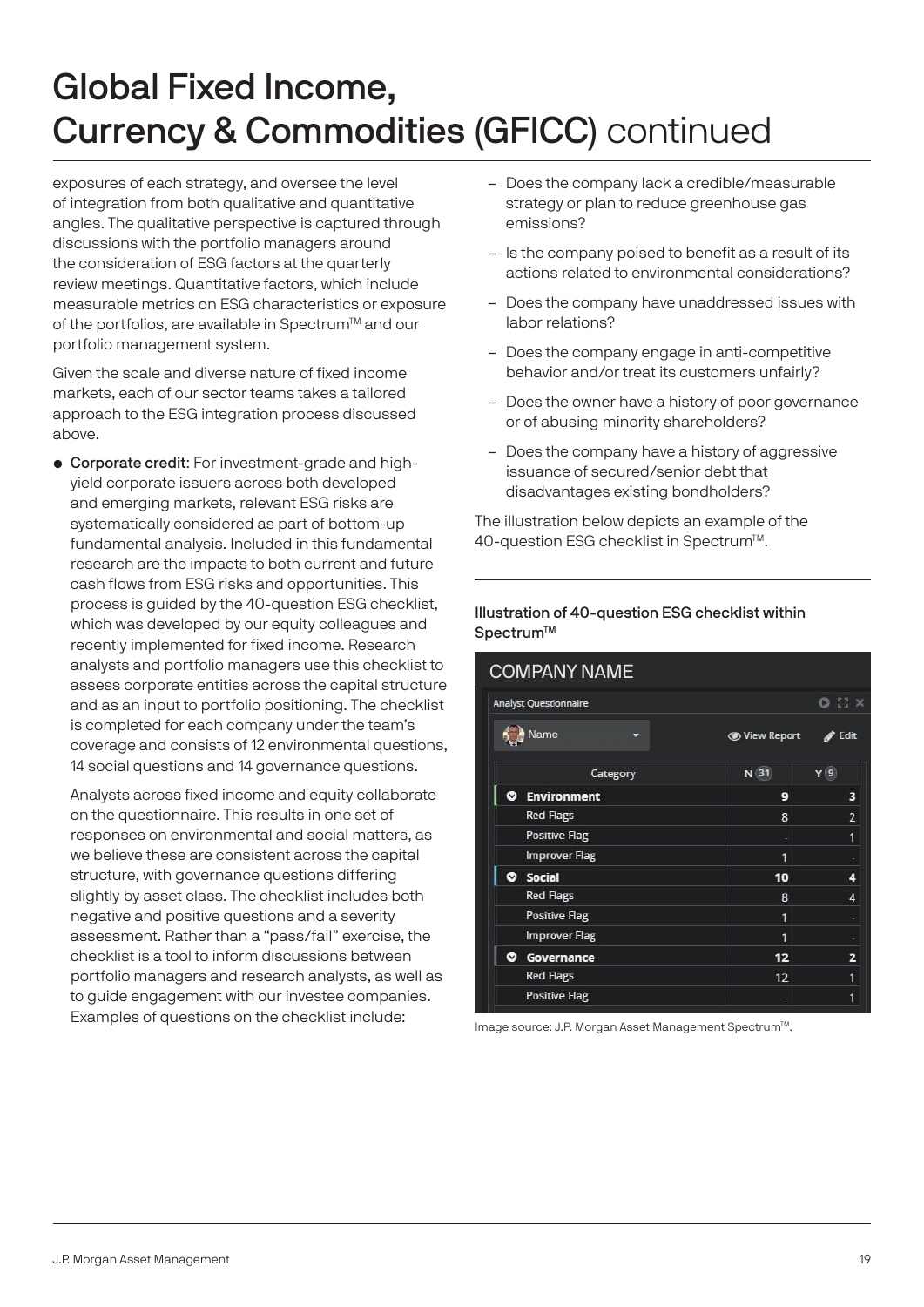# Global Fixed Income, Currency & Commodities (GFICC) continued

exposures of each strategy, and oversee the level of integration from both qualitative and quantitative angles. The qualitative perspective is captured through discussions with the portfolio managers around the consideration of ESG factors at the quarterly review meetings. Quantitative factors, which include measurable metrics on ESG characteristics or exposure of the portfolios, are available in Spectrum™ and our portfolio management system.

Given the scale and diverse nature of fixed income markets, each of our sector teams takes a tailored approach to the ESG integration process discussed above.

- **Corporate credit**: For investment-grade and high-yield corporate issuers across both developed and emerging markets, relevant ESG risks are systematically considered as part of bottom-up fundamental analysis. Included in this fundamental research are the impacts to both current and future cash flows from ESG risks and opportunities. This process is guided by the 40-question ESG checklist, which was developed by our equity colleagues and recently implemented for fixed income. Research analysts and portfolio managers use this checklist to assess corporate entities across the capital structure and as an input to portfolio positioning. The checklist is completed for each company under the team's coverage and consists of 12 environmental questions, 14 social questions and 14 governance questions.

  Analysts across fixed income and equity collaborate on the questionnaire. This results in one set of responses on environmental and social matters, as we believe these are consistent across the capital structure, with governance questions differing slightly by asset class. The checklist includes both negative and positive questions and a severity assessment. Rather than a "pass/fail" exercise, the checklist is a tool to inform discussions between portfolio managers and research analysts, as well as to guide engagement with our investee companies. Examples of questions on the checklist include:

  – Does the company lack a credible/measurable strategy or plan to reduce greenhouse gas emissions?

  – Is the company poised to benefit as a result of its actions related to environmental considerations?

  – Does the company have unaddressed issues with labor relations?

  – Does the company engage in anti-competitive behavior and/or treat its customers unfairly?

  – Does the owner have a history of poor governance or of abusing minority shareholders?

  – Does the company have a history of aggressive issuance of secured/senior debt that disadvantages existing bondholders?

The illustration below depicts an example of the 40-question ESG checklist in Spectrum™.

**Illustration of 40-question ESG checklist within Spectrum™**

COMPANY NAME

Analyst Questionnaire

Name | View Report | Edit

| Category | N (31) | Y (9) |
|---|---|---|
| **Environment** | **9** | **3** |
| Red Flags | 8 | 2 |
| Positive Flag | - | 1 |
| Improver Flag | 1 | - |
| **Social** | **10** | **4** |
| Red Flags | 8 | 4 |
| Positive Flag | 1 | - |
| Improver Flag | 1 | - |
| **Governance** | **12** | **2** |
| Red Flags | 12 | 1 |
| Positive Flag | - | 1 |

Image source: J.P. Morgan Asset Management Spectrum™.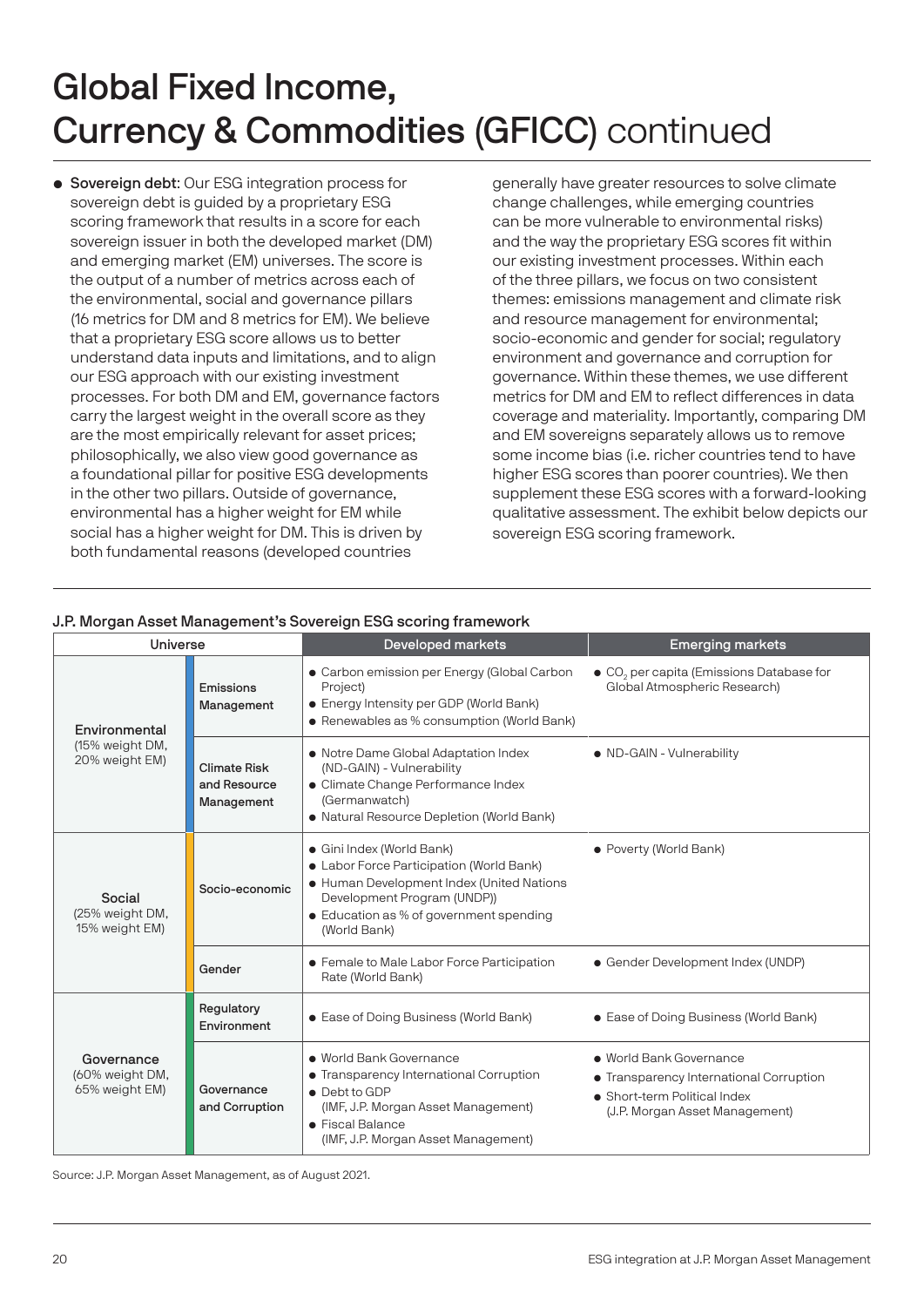# Global Fixed Income, Currency & Commodities (GFICC) continued

- **Sovereign debt**: Our ESG integration process for sovereign debt is guided by a proprietary ESG scoring framework that results in a score for each sovereign issuer in both the developed market (DM) and emerging market (EM) universes. The score is the output of a number of metrics across each of the environmental, social and governance pillars (16 metrics for DM and 8 metrics for EM). We believe that a proprietary ESG score allows us to better understand data inputs and limitations, and to align our ESG approach with our existing investment processes. For both DM and EM, governance factors carry the largest weight in the overall score as they are the most empirically relevant for asset prices; philosophically, we also view good governance as a foundational pillar for positive ESG developments in the other two pillars. Outside of governance, environmental has a higher weight for EM while social has a higher weight for DM. This is driven by both fundamental reasons (developed countries generally have greater resources to solve climate change challenges, while emerging countries can be more vulnerable to environmental risks) and the way the proprietary ESG scores fit within our existing investment processes. Within each of the three pillars, we focus on two consistent themes: emissions management and climate risk and resource management for environmental; socio-economic and gender for social; regulatory environment and governance and corruption for governance. Within these themes, we use different metrics for DM and EM to reflect differences in data coverage and materiality. Importantly, comparing DM and EM sovereigns separately allows us to remove some income bias (i.e. richer countries tend to have higher ESG scores than poorer countries). We then supplement these ESG scores with a forward-looking qualitative assessment. The exhibit below depicts our sovereign ESG scoring framework.

**J.P. Morgan Asset Management's Sovereign ESG scoring framework**

| Universe | | Developed markets | Emerging markets |
|---|---|---|---|
| Environmental (15% weight DM, 20% weight EM) | Emissions Management | • Carbon emission per Energy (Global Carbon Project)<br>• Energy Intensity per GDP (World Bank)<br>• Renewables as % consumption (World Bank) | • $CO_2$ per capita (Emissions Database for Global Atmospheric Research) |
| | Climate Risk and Resource Management | • Notre Dame Global Adaptation Index (ND-GAIN) - Vulnerability<br>• Climate Change Performance Index (Germanwatch)<br>• Natural Resource Depletion (World Bank) | • ND-GAIN - Vulnerability |
| Social (25% weight DM, 15% weight EM) | Socio-economic | • Gini Index (World Bank)<br>• Labor Force Participation (World Bank)<br>• Human Development Index (United Nations Development Program (UNDP))<br>• Education as % of government spending (World Bank) | • Poverty (World Bank) |
| | Gender | • Female to Male Labor Force Participation Rate (World Bank) | • Gender Development Index (UNDP) |
| Governance (60% weight DM, 65% weight EM) | Regulatory Environment | • Ease of Doing Business (World Bank) | • Ease of Doing Business (World Bank) |
| | Governance and Corruption | • World Bank Governance<br>• Transparency International Corruption<br>• Debt to GDP (IMF, J.P. Morgan Asset Management)<br>• Fiscal Balance (IMF, J.P. Morgan Asset Management) | • World Bank Governance<br>• Transparency International Corruption<br>• Short-term Political Index (J.P. Morgan Asset Management) |

Source: J.P. Morgan Asset Management, as of August 2021.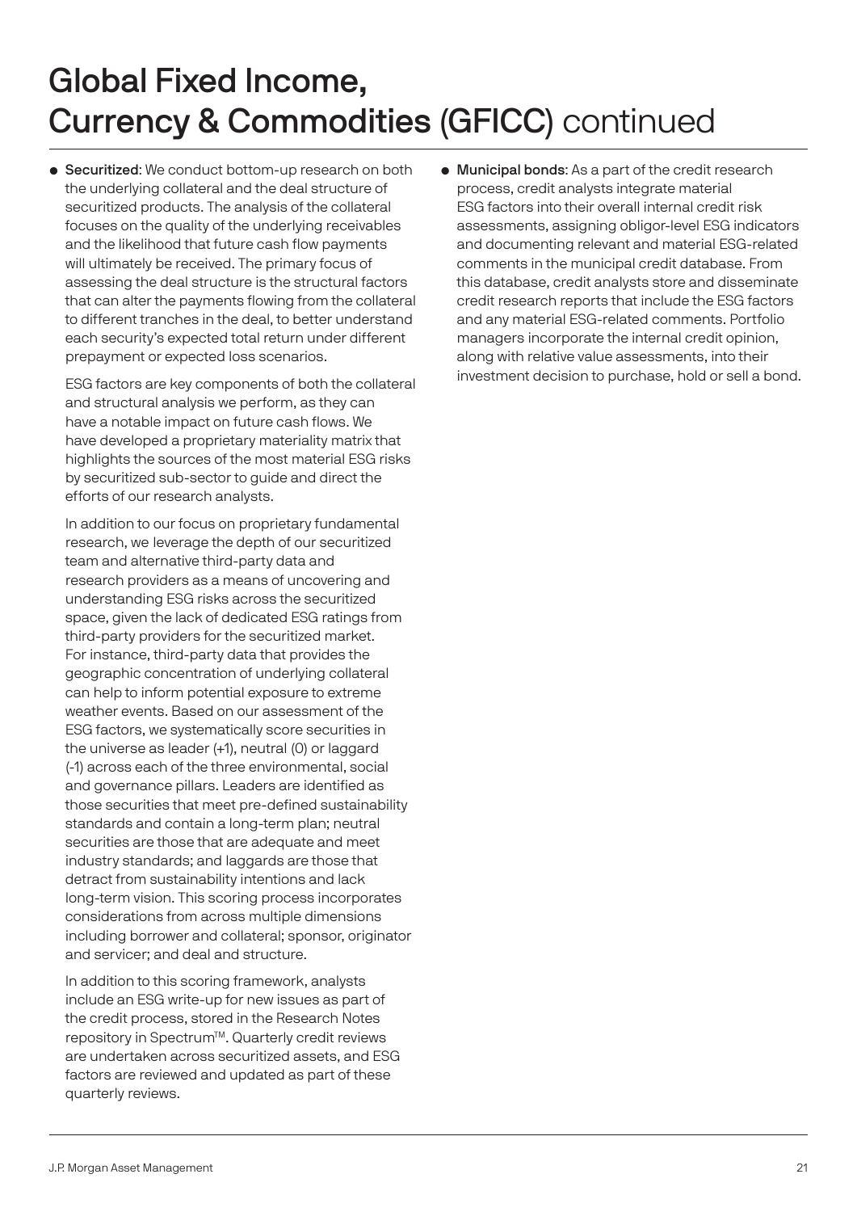# Global Fixed Income, Currency & Commodities (GFICC) continued

- **Securitized**: We conduct bottom-up research on both the underlying collateral and the deal structure of securitized products. The analysis of the collateral focuses on the quality of the underlying receivables and the likelihood that future cash flow payments will ultimately be received. The primary focus of assessing the deal structure is the structural factors that can alter the payments flowing from the collateral to different tranches in the deal, to better understand each security's expected total return under different prepayment or expected loss scenarios.

  ESG factors are key components of both the collateral and structural analysis we perform, as they can have a notable impact on future cash flows. We have developed a proprietary materiality matrix that highlights the sources of the most material ESG risks by securitized sub-sector to guide and direct the efforts of our research analysts.

  In addition to our focus on proprietary fundamental research, we leverage the depth of our securitized team and alternative third-party data and research providers as a means of uncovering and understanding ESG risks across the securitized space, given the lack of dedicated ESG ratings from third-party providers for the securitized market. For instance, third-party data that provides the geographic concentration of underlying collateral can help to inform potential exposure to extreme weather events. Based on our assessment of the ESG factors, we systematically score securities in the universe as leader (+1), neutral (0) or laggard (-1) across each of the three environmental, social and governance pillars. Leaders are identified as those securities that meet pre-defined sustainability standards and contain a long-term plan; neutral securities are those that are adequate and meet industry standards; and laggards are those that detract from sustainability intentions and lack long-term vision. This scoring process incorporates considerations from across multiple dimensions including borrower and collateral; sponsor, originator and servicer; and deal and structure.

  In addition to this scoring framework, analysts include an ESG write-up for new issues as part of the credit process, stored in the Research Notes repository in Spectrum™. Quarterly credit reviews are undertaken across securitized assets, and ESG factors are reviewed and updated as part of these quarterly reviews.

- **Municipal bonds**: As a part of the credit research process, credit analysts integrate material ESG factors into their overall internal credit risk assessments, assigning obligor-level ESG indicators and documenting relevant and material ESG-related comments in the municipal credit database. From this database, credit analysts store and disseminate credit research reports that include the ESG factors and any material ESG-related comments. Portfolio managers incorporate the internal credit opinion, along with relative value assessments, into their investment decision to purchase, hold or sell a bond.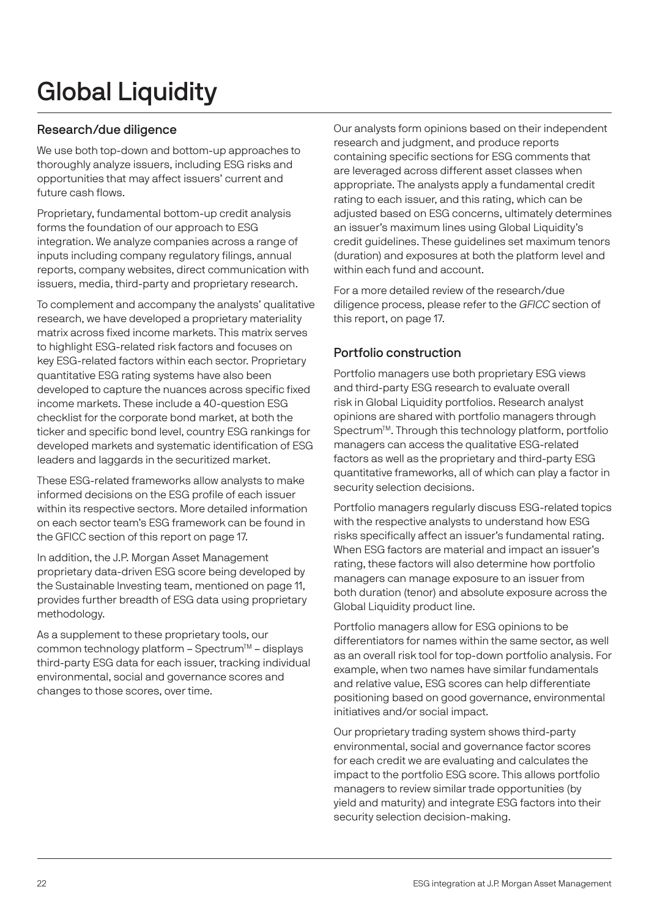# Global Liquidity

## Research/due diligence

We use both top-down and bottom-up approaches to thoroughly analyze issuers, including ESG risks and opportunities that may affect issuers' current and future cash flows.

Proprietary, fundamental bottom-up credit analysis forms the foundation of our approach to ESG integration. We analyze companies across a range of inputs including company regulatory filings, annual reports, company websites, direct communication with issuers, media, third-party and proprietary research.

To complement and accompany the analysts' qualitative research, we have developed a proprietary materiality matrix across fixed income markets. This matrix serves to highlight ESG-related risk factors and focuses on key ESG-related factors within each sector. Proprietary quantitative ESG rating systems have also been developed to capture the nuances across specific fixed income markets. These include a 40-question ESG checklist for the corporate bond market, at both the ticker and specific bond level, country ESG rankings for developed markets and systematic identification of ESG leaders and laggards in the securitized market.

These ESG-related frameworks allow analysts to make informed decisions on the ESG profile of each issuer within its respective sectors. More detailed information on each sector team's ESG framework can be found in the GFICC section of this report on page 17.

In addition, the J.P. Morgan Asset Management proprietary data-driven ESG score being developed by the Sustainable Investing team, mentioned on page 11, provides further breadth of ESG data using proprietary methodology.

As a supplement to these proprietary tools, our common technology platform – Spectrum™ – displays third-party ESG data for each issuer, tracking individual environmental, social and governance scores and changes to those scores, over time.

Our analysts form opinions based on their independent research and judgment, and produce reports containing specific sections for ESG comments that are leveraged across different asset classes when appropriate. The analysts apply a fundamental credit rating to each issuer, and this rating, which can be adjusted based on ESG concerns, ultimately determines an issuer's maximum lines using Global Liquidity's credit guidelines. These guidelines set maximum tenors (duration) and exposures at both the platform level and within each fund and account.

For a more detailed review of the research/due diligence process, please refer to the *GFICC* section of this report, on page 17.

## Portfolio construction

Portfolio managers use both proprietary ESG views and third-party ESG research to evaluate overall risk in Global Liquidity portfolios. Research analyst opinions are shared with portfolio managers through Spectrum™. Through this technology platform, portfolio managers can access the qualitative ESG-related factors as well as the proprietary and third-party ESG quantitative frameworks, all of which can play a factor in security selection decisions.

Portfolio managers regularly discuss ESG-related topics with the respective analysts to understand how ESG risks specifically affect an issuer's fundamental rating. When ESG factors are material and impact an issuer's rating, these factors will also determine how portfolio managers can manage exposure to an issuer from both duration (tenor) and absolute exposure across the Global Liquidity product line.

Portfolio managers allow for ESG opinions to be differentiators for names within the same sector, as well as an overall risk tool for top-down portfolio analysis. For example, when two names have similar fundamentals and relative value, ESG scores can help differentiate positioning based on good governance, environmental initiatives and/or social impact.

Our proprietary trading system shows third-party environmental, social and governance factor scores for each credit we are evaluating and calculates the impact to the portfolio ESG score. This allows portfolio managers to review similar trade opportunities (by yield and maturity) and integrate ESG factors into their security selection decision-making.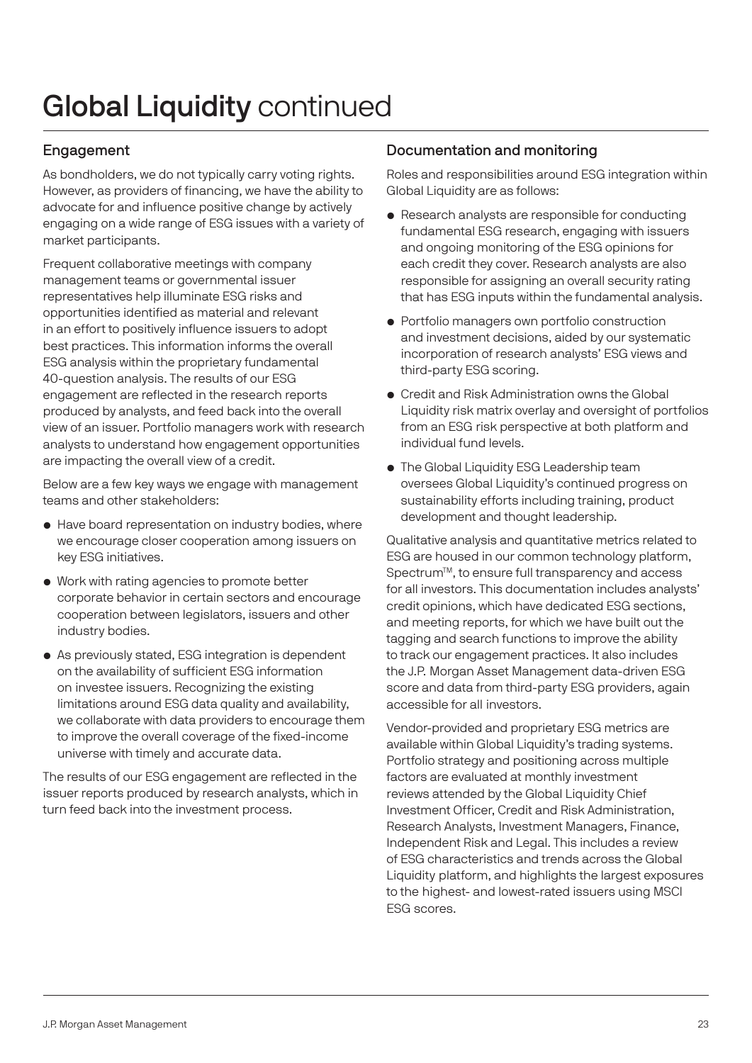# Global Liquidity continued

## Engagement

As bondholders, we do not typically carry voting rights. However, as providers of financing, we have the ability to advocate for and influence positive change by actively engaging on a wide range of ESG issues with a variety of market participants.

Frequent collaborative meetings with company management teams or governmental issuer representatives help illuminate ESG risks and opportunities identified as material and relevant in an effort to positively influence issuers to adopt best practices. This information informs the overall ESG analysis within the proprietary fundamental 40-question analysis. The results of our ESG engagement are reflected in the research reports produced by analysts, and feed back into the overall view of an issuer. Portfolio managers work with research analysts to understand how engagement opportunities are impacting the overall view of a credit.

Below are a few key ways we engage with management teams and other stakeholders:

- Have board representation on industry bodies, where we encourage closer cooperation among issuers on key ESG initiatives.
- Work with rating agencies to promote better corporate behavior in certain sectors and encourage cooperation between legislators, issuers and other industry bodies.
- As previously stated, ESG integration is dependent on the availability of sufficient ESG information on investee issuers. Recognizing the existing limitations around ESG data quality and availability, we collaborate with data providers to encourage them to improve the overall coverage of the fixed-income universe with timely and accurate data.

The results of our ESG engagement are reflected in the issuer reports produced by research analysts, which in turn feed back into the investment process.

## Documentation and monitoring

Roles and responsibilities around ESG integration within Global Liquidity are as follows:

- Research analysts are responsible for conducting fundamental ESG research, engaging with issuers and ongoing monitoring of the ESG opinions for each credit they cover. Research analysts are also responsible for assigning an overall security rating that has ESG inputs within the fundamental analysis.
- Portfolio managers own portfolio construction and investment decisions, aided by our systematic incorporation of research analysts' ESG views and third-party ESG scoring.
- Credit and Risk Administration owns the Global Liquidity risk matrix overlay and oversight of portfolios from an ESG risk perspective at both platform and individual fund levels.
- The Global Liquidity ESG Leadership team oversees Global Liquidity's continued progress on sustainability efforts including training, product development and thought leadership.

Qualitative analysis and quantitative metrics related to ESG are housed in our common technology platform, Spectrum™, to ensure full transparency and access for all investors. This documentation includes analysts' credit opinions, which have dedicated ESG sections, and meeting reports, for which we have built out the tagging and search functions to improve the ability to track our engagement practices. It also includes the J.P. Morgan Asset Management data-driven ESG score and data from third-party ESG providers, again accessible for all investors.

Vendor-provided and proprietary ESG metrics are available within Global Liquidity's trading systems. Portfolio strategy and positioning across multiple factors are evaluated at monthly investment reviews attended by the Global Liquidity Chief Investment Officer, Credit and Risk Administration, Research Analysts, Investment Managers, Finance, Independent Risk and Legal. This includes a review of ESG characteristics and trends across the Global Liquidity platform, and highlights the largest exposures to the highest- and lowest-rated issuers using MSCI ESG scores.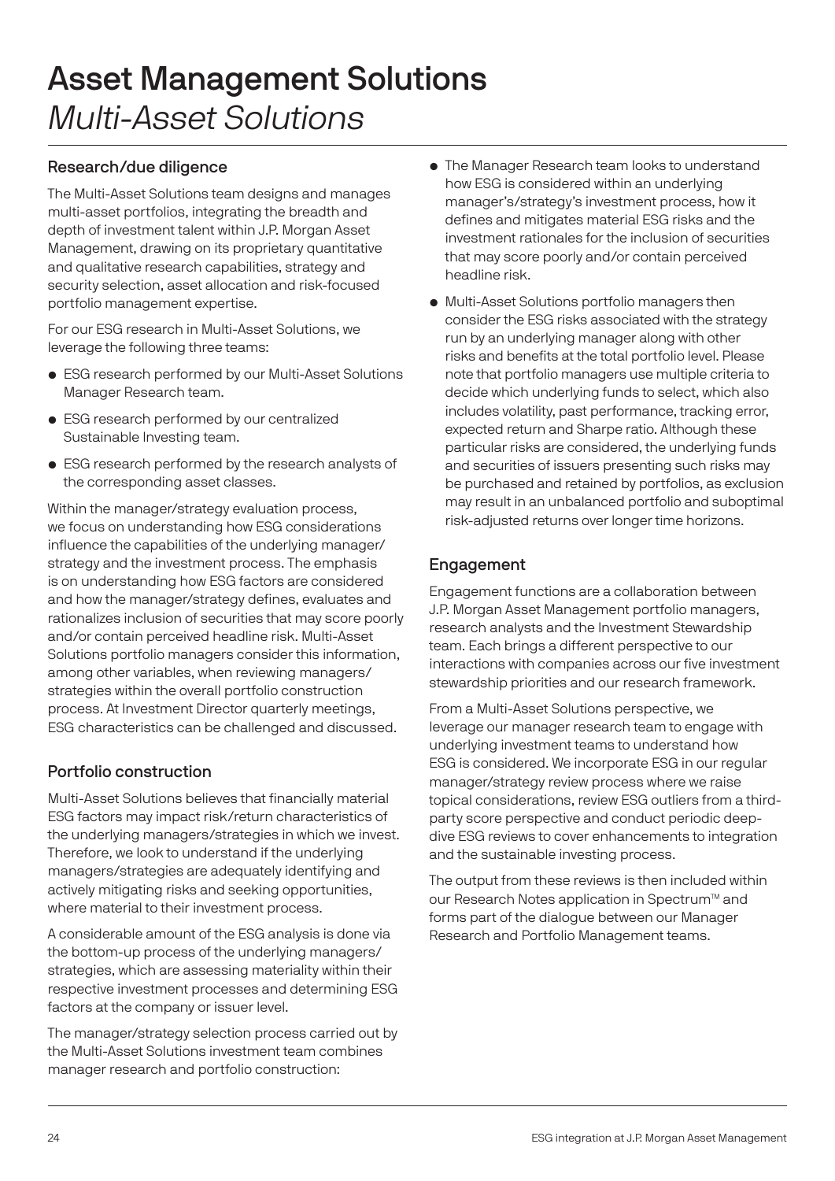# Asset Management Solutions

*Multi-Asset Solutions*

## Research/due diligence

The Multi-Asset Solutions team designs and manages multi-asset portfolios, integrating the breadth and depth of investment talent within J.P. Morgan Asset Management, drawing on its proprietary quantitative and qualitative research capabilities, strategy and security selection, asset allocation and risk-focused portfolio management expertise.

For our ESG research in Multi-Asset Solutions, we leverage the following three teams:

- ESG research performed by our Multi-Asset Solutions Manager Research team.
- ESG research performed by our centralized Sustainable Investing team.
- ESG research performed by the research analysts of the corresponding asset classes.

Within the manager/strategy evaluation process, we focus on understanding how ESG considerations influence the capabilities of the underlying manager/strategy and the investment process. The emphasis is on understanding how ESG factors are considered and how the manager/strategy defines, evaluates and rationalizes inclusion of securities that may score poorly and/or contain perceived headline risk. Multi-Asset Solutions portfolio managers consider this information, among other variables, when reviewing managers/strategies within the overall portfolio construction process. At Investment Director quarterly meetings, ESG characteristics can be challenged and discussed.

## Portfolio construction

Multi-Asset Solutions believes that financially material ESG factors may impact risk/return characteristics of the underlying managers/strategies in which we invest. Therefore, we look to understand if the underlying managers/strategies are adequately identifying and actively mitigating risks and seeking opportunities, where material to their investment process.

A considerable amount of the ESG analysis is done via the bottom-up process of the underlying managers/strategies, which are assessing materiality within their respective investment processes and determining ESG factors at the company or issuer level.

The manager/strategy selection process carried out by the Multi-Asset Solutions investment team combines manager research and portfolio construction:

- The Manager Research team looks to understand how ESG is considered within an underlying manager's/strategy's investment process, how it defines and mitigates material ESG risks and the investment rationales for the inclusion of securities that may score poorly and/or contain perceived headline risk.
- Multi-Asset Solutions portfolio managers then consider the ESG risks associated with the strategy run by an underlying manager along with other risks and benefits at the total portfolio level. Please note that portfolio managers use multiple criteria to decide which underlying funds to select, which also includes volatility, past performance, tracking error, expected return and Sharpe ratio. Although these particular risks are considered, the underlying funds and securities of issuers presenting such risks may be purchased and retained by portfolios, as exclusion may result in an unbalanced portfolio and suboptimal risk-adjusted returns over longer time horizons.

## Engagement

Engagement functions are a collaboration between J.P. Morgan Asset Management portfolio managers, research analysts and the Investment Stewardship team. Each brings a different perspective to our interactions with companies across our five investment stewardship priorities and our research framework.

From a Multi-Asset Solutions perspective, we leverage our manager research team to engage with underlying investment teams to understand how ESG is considered. We incorporate ESG in our regular manager/strategy review process where we raise topical considerations, review ESG outliers from a third-party score perspective and conduct periodic deep-dive ESG reviews to cover enhancements to integration and the sustainable investing process.

The output from these reviews is then included within our Research Notes application in Spectrum™ and forms part of the dialogue between our Manager Research and Portfolio Management teams.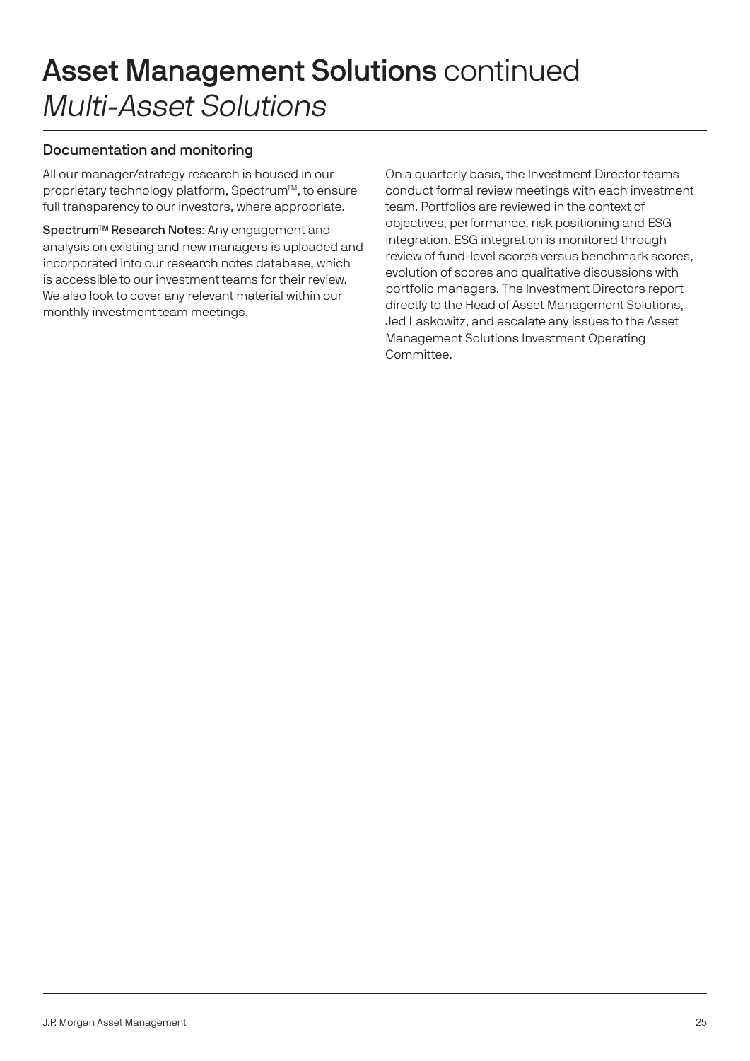# Asset Management Solutions continued

## *Multi-Asset Solutions*

### Documentation and monitoring

All our manager/strategy research is housed in our proprietary technology platform, Spectrum™, to ensure full transparency to our investors, where appropriate.

**Spectrum™ Research Notes**: Any engagement and analysis on existing and new managers is uploaded and incorporated into our research notes database, which is accessible to our investment teams for their review. We also look to cover any relevant material within our monthly investment team meetings.

On a quarterly basis, the Investment Director teams conduct formal review meetings with each investment team. Portfolios are reviewed in the context of objectives, performance, risk positioning and ESG integration. ESG integration is monitored through review of fund-level scores versus benchmark scores, evolution of scores and qualitative discussions with portfolio managers. The Investment Directors report directly to the Head of Asset Management Solutions, Jed Laskowitz, and escalate any issues to the Asset Management Solutions Investment Operating Committee.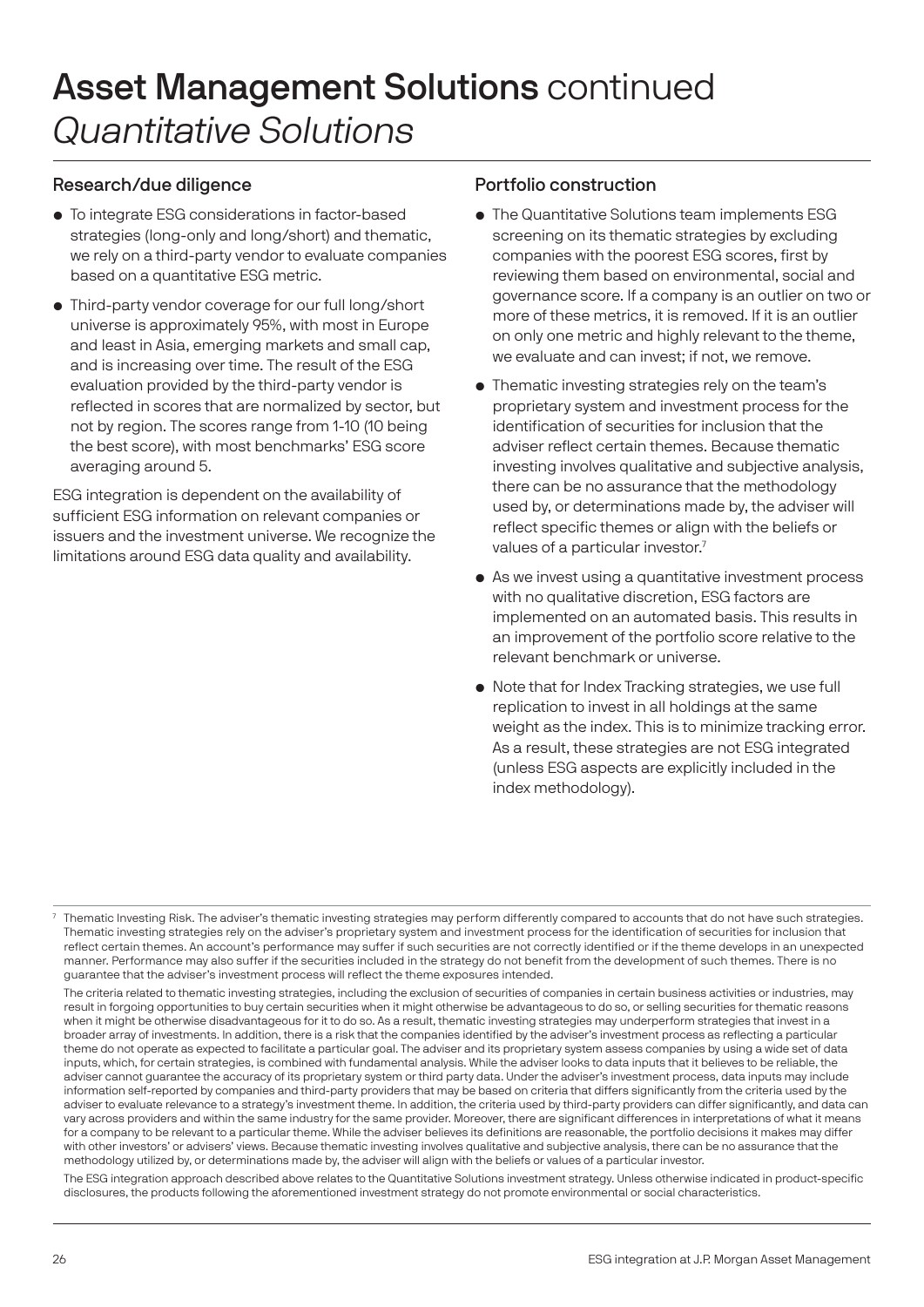# Asset Management Solutions continued

## *Quantitative Solutions*

### Research/due diligence

- To integrate ESG considerations in factor-based strategies (long-only and long/short) and thematic, we rely on a third-party vendor to evaluate companies based on a quantitative ESG metric.
- Third-party vendor coverage for our full long/short universe is approximately 95%, with most in Europe and least in Asia, emerging markets and small cap, and is increasing over time. The result of the ESG evaluation provided by the third-party vendor is reflected in scores that are normalized by sector, but not by region. The scores range from 1-10 (10 being the best score), with most benchmarks' ESG score averaging around 5.

ESG integration is dependent on the availability of sufficient ESG information on relevant companies or issuers and the investment universe. We recognize the limitations around ESG data quality and availability.

### Portfolio construction

- The Quantitative Solutions team implements ESG screening on its thematic strategies by excluding companies with the poorest ESG scores, first by reviewing them based on environmental, social and governance score. If a company is an outlier on two or more of these metrics, it is removed. If it is an outlier on only one metric and highly relevant to the theme, we evaluate and can invest; if not, we remove.
- Thematic investing strategies rely on the team's proprietary system and investment process for the identification of securities for inclusion that the adviser reflect certain themes. Because thematic investing involves qualitative and subjective analysis, there can be no assurance that the methodology used by, or determinations made by, the adviser will reflect specific themes or align with the beliefs or values of a particular investor.[7]
- As we invest using a quantitative investment process with no qualitative discretion, ESG factors are implemented on an automated basis. This results in an improvement of the portfolio score relative to the relevant benchmark or universe.
- Note that for Index Tracking strategies, we use full replication to invest in all holdings at the same weight as the index. This is to minimize tracking error. As a result, these strategies are not ESG integrated (unless ESG aspects are explicitly included in the index methodology).

---

[7] Thematic Investing Risk. The adviser's thematic investing strategies may perform differently compared to accounts that do not have such strategies. Thematic investing strategies rely on the adviser's proprietary system and investment process for the identification of securities for inclusion that reflect certain themes. An account's performance may suffer if such securities are not correctly identified or if the theme develops in an unexpected manner. Performance may also suffer if the securities included in the strategy do not benefit from the development of such themes. There is no guarantee that the adviser's investment process will reflect the theme exposures intended.

The criteria related to thematic investing strategies, including the exclusion of securities of companies in certain business activities or industries, may result in forgoing opportunities to buy certain securities when it might otherwise be advantageous to do so, or selling securities for thematic reasons when it might be otherwise disadvantageous for it to do so. As a result, thematic investing strategies may underperform strategies that invest in a broader array of investments. In addition, there is a risk that the companies identified by the adviser's investment process as reflecting a particular theme do not operate as expected to facilitate a particular goal. The adviser and its proprietary system assess companies by using a wide set of data inputs, which, for certain strategies, is combined with fundamental analysis. While the adviser looks to data inputs that it believes to be reliable, the adviser cannot guarantee the accuracy of its proprietary system or third party data. Under the adviser's investment process, data inputs may include information self-reported by companies and third-party providers that may be based on criteria that differs significantly from the criteria used by the adviser to evaluate relevance to a strategy's investment theme. In addition, the criteria used by third-party providers can differ significantly, and data can vary across providers and within the same industry for the same provider. Moreover, there are significant differences in interpretations of what it means for a company to be relevant to a particular theme. While the adviser believes its definitions are reasonable, the portfolio decisions it makes may differ with other investors' or advisers' views. Because thematic investing involves qualitative and subjective analysis, there can be no assurance that the methodology utilized by, or determinations made by, the adviser will align with the beliefs or values of a particular investor.

The ESG integration approach described above relates to the Quantitative Solutions investment strategy. Unless otherwise indicated in product-specific disclosures, the products following the aforementioned investment strategy do not promote environmental or social characteristics.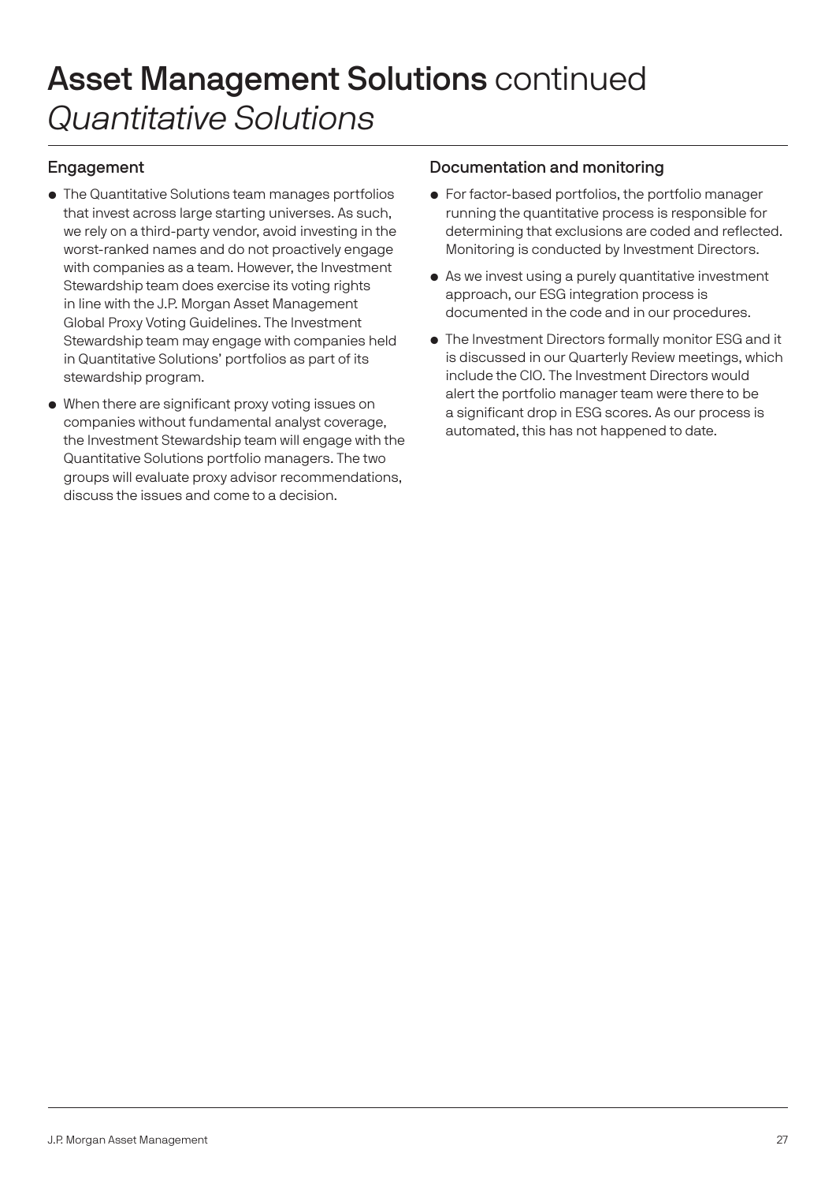# **Asset Management Solutions** continued
*Quantitative Solutions*

### Engagement

- The Quantitative Solutions team manages portfolios that invest across large starting universes. As such, we rely on a third-party vendor, avoid investing in the worst-ranked names and do not proactively engage with companies as a team. However, the Investment Stewardship team does exercise its voting rights in line with the J.P. Morgan Asset Management Global Proxy Voting Guidelines. The Investment Stewardship team may engage with companies held in Quantitative Solutions' portfolios as part of its stewardship program.
- When there are significant proxy voting issues on companies without fundamental analyst coverage, the Investment Stewardship team will engage with the Quantitative Solutions portfolio managers. The two groups will evaluate proxy advisor recommendations, discuss the issues and come to a decision.

### Documentation and monitoring

- For factor-based portfolios, the portfolio manager running the quantitative process is responsible for determining that exclusions are coded and reflected. Monitoring is conducted by Investment Directors.
- As we invest using a purely quantitative investment approach, our ESG integration process is documented in the code and in our procedures.
- The Investment Directors formally monitor ESG and it is discussed in our Quarterly Review meetings, which include the CIO. The Investment Directors would alert the portfolio manager team were there to be a significant drop in ESG scores. As our process is automated, this has not happened to date.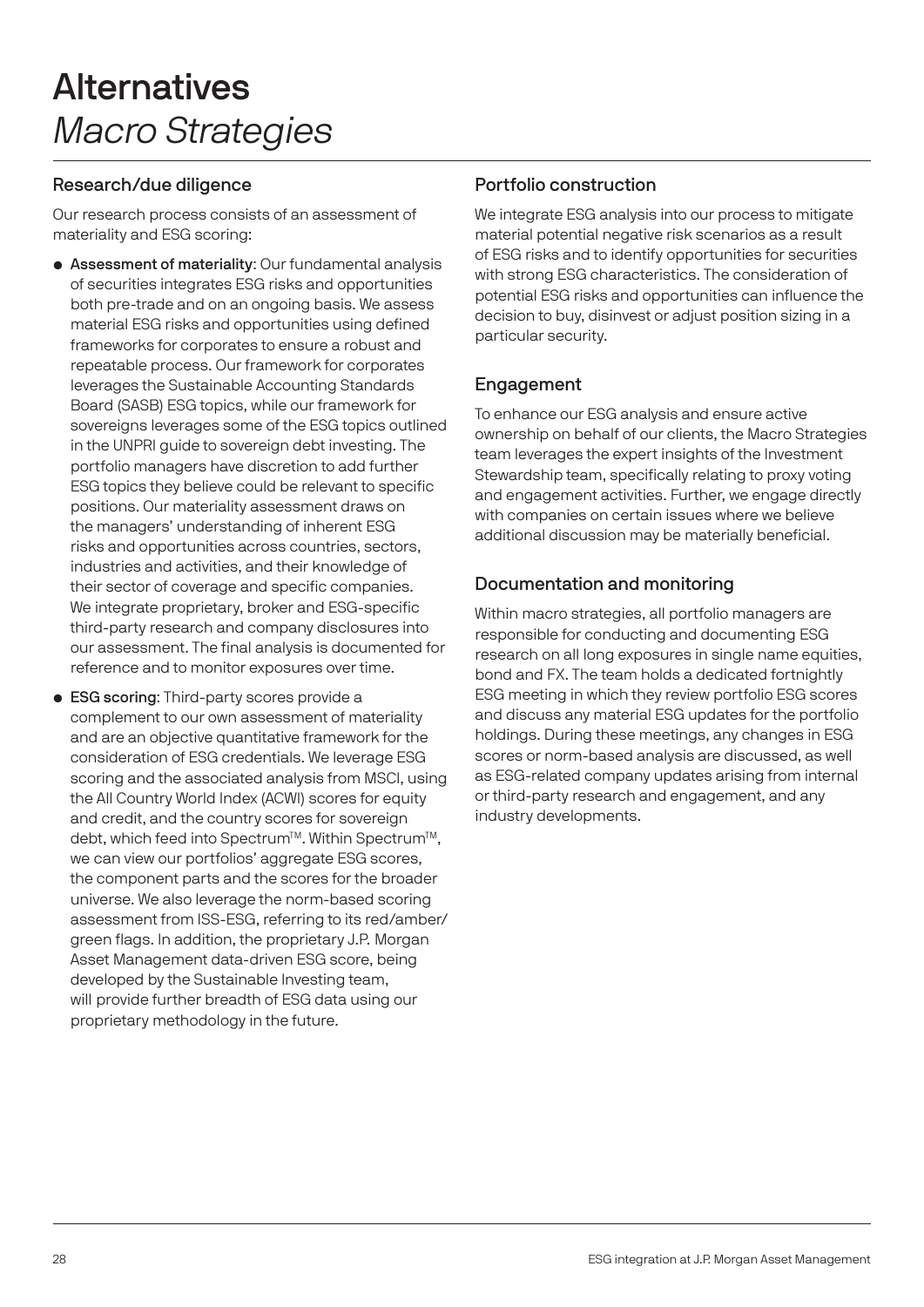# Alternatives
*Macro Strategies*

## Research/due diligence

Our research process consists of an assessment of materiality and ESG scoring:

- **Assessment of materiality**: Our fundamental analysis of securities integrates ESG risks and opportunities both pre-trade and on an ongoing basis. We assess material ESG risks and opportunities using defined frameworks for corporates to ensure a robust and repeatable process. Our framework for corporates leverages the Sustainable Accounting Standards Board (SASB) ESG topics, while our framework for sovereigns leverages some of the ESG topics outlined in the UNPRI guide to sovereign debt investing. The portfolio managers have discretion to add further ESG topics they believe could be relevant to specific positions. Our materiality assessment draws on the managers' understanding of inherent ESG risks and opportunities across countries, sectors, industries and activities, and their knowledge of their sector of coverage and specific companies. We integrate proprietary, broker and ESG-specific third-party research and company disclosures into our assessment. The final analysis is documented for reference and to monitor exposures over time.
- **ESG scoring**: Third-party scores provide a complement to our own assessment of materiality and are an objective quantitative framework for the consideration of ESG credentials. We leverage ESG scoring and the associated analysis from MSCI, using the All Country World Index (ACWI) scores for equity and credit, and the country scores for sovereign debt, which feed into Spectrum™. Within Spectrum™, we can view our portfolios' aggregate ESG scores, the component parts and the scores for the broader universe. We also leverage the norm-based scoring assessment from ISS-ESG, referring to its red/amber/green flags. In addition, the proprietary J.P. Morgan Asset Management data-driven ESG score, being developed by the Sustainable Investing team, will provide further breadth of ESG data using our proprietary methodology in the future.

## Portfolio construction

We integrate ESG analysis into our process to mitigate material potential negative risk scenarios as a result of ESG risks and to identify opportunities for securities with strong ESG characteristics. The consideration of potential ESG risks and opportunities can influence the decision to buy, disinvest or adjust position sizing in a particular security.

## Engagement

To enhance our ESG analysis and ensure active ownership on behalf of our clients, the Macro Strategies team leverages the expert insights of the Investment Stewardship team, specifically relating to proxy voting and engagement activities. Further, we engage directly with companies on certain issues where we believe additional discussion may be materially beneficial.

## Documentation and monitoring

Within macro strategies, all portfolio managers are responsible for conducting and documenting ESG research on all long exposures in single name equities, bond and FX. The team holds a dedicated fortnightly ESG meeting in which they review portfolio ESG scores and discuss any material ESG updates for the portfolio holdings. During these meetings, any changes in ESG scores or norm-based analysis are discussed, as well as ESG-related company updates arising from internal or third-party research and engagement, and any industry developments.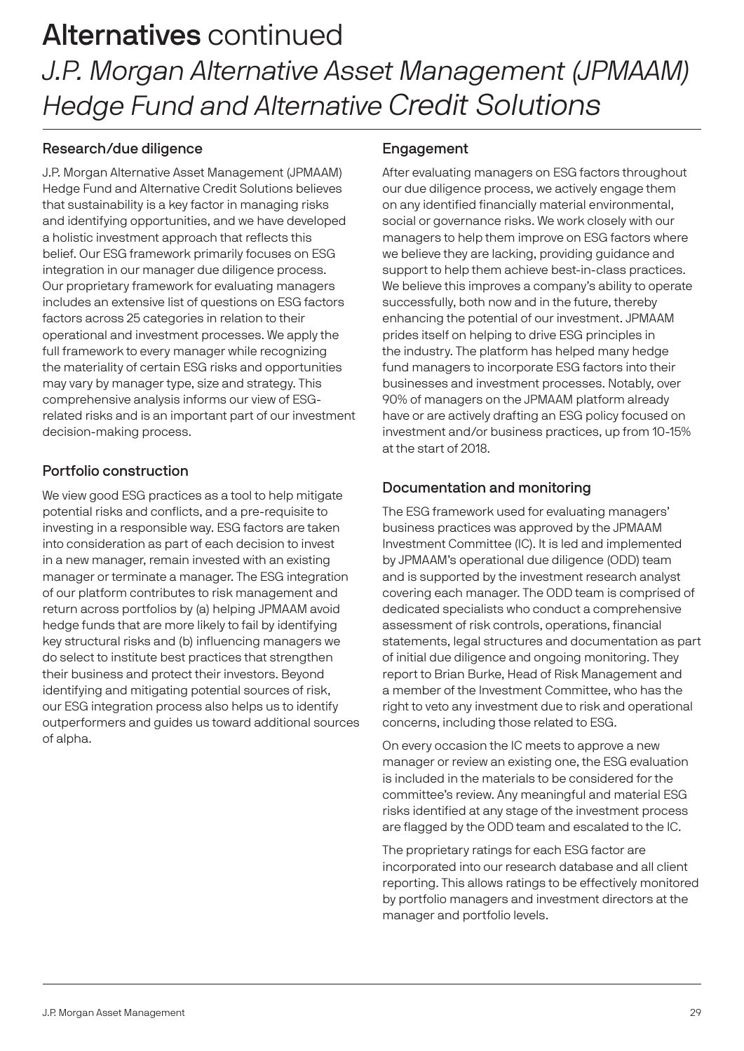# Alternatives continued

## *J.P. Morgan Alternative Asset Management (JPMAAM) Hedge Fund and Alternative Credit Solutions*

### Research/due diligence

J.P. Morgan Alternative Asset Management (JPMAAM) Hedge Fund and Alternative Credit Solutions believes that sustainability is a key factor in managing risks and identifying opportunities, and we have developed a holistic investment approach that reflects this belief. Our ESG framework primarily focuses on ESG integration in our manager due diligence process. Our proprietary framework for evaluating managers includes an extensive list of questions on ESG factors factors across 25 categories in relation to their operational and investment processes. We apply the full framework to every manager while recognizing the materiality of certain ESG risks and opportunities may vary by manager type, size and strategy. This comprehensive analysis informs our view of ESG-related risks and is an important part of our investment decision-making process.

### Portfolio construction

We view good ESG practices as a tool to help mitigate potential risks and conflicts, and a pre-requisite to investing in a responsible way. ESG factors are taken into consideration as part of each decision to invest in a new manager, remain invested with an existing manager or terminate a manager. The ESG integration of our platform contributes to risk management and return across portfolios by (a) helping JPMAAM avoid hedge funds that are more likely to fail by identifying key structural risks and (b) influencing managers we do select to institute best practices that strengthen their business and protect their investors. Beyond identifying and mitigating potential sources of risk, our ESG integration process also helps us to identify outperformers and guides us toward additional sources of alpha.

### Engagement

After evaluating managers on ESG factors throughout our due diligence process, we actively engage them on any identified financially material environmental, social or governance risks. We work closely with our managers to help them improve on ESG factors where we believe they are lacking, providing guidance and support to help them achieve best-in-class practices. We believe this improves a company's ability to operate successfully, both now and in the future, thereby enhancing the potential of our investment. JPMAAM prides itself on helping to drive ESG principles in the industry. The platform has helped many hedge fund managers to incorporate ESG factors into their businesses and investment processes. Notably, over 90% of managers on the JPMAAM platform already have or are actively drafting an ESG policy focused on investment and/or business practices, up from 10-15% at the start of 2018.

### Documentation and monitoring

The ESG framework used for evaluating managers' business practices was approved by the JPMAAM Investment Committee (IC). It is led and implemented by JPMAAM's operational due diligence (ODD) team and is supported by the investment research analyst covering each manager. The ODD team is comprised of dedicated specialists who conduct a comprehensive assessment of risk controls, operations, financial statements, legal structures and documentation as part of initial due diligence and ongoing monitoring. They report to Brian Burke, Head of Risk Management and a member of the Investment Committee, who has the right to veto any investment due to risk and operational concerns, including those related to ESG.

On every occasion the IC meets to approve a new manager or review an existing one, the ESG evaluation is included in the materials to be considered for the committee's review. Any meaningful and material ESG risks identified at any stage of the investment process are flagged by the ODD team and escalated to the IC.

The proprietary ratings for each ESG factor are incorporated into our research database and all client reporting. This allows ratings to be effectively monitored by portfolio managers and investment directors at the manager and portfolio levels.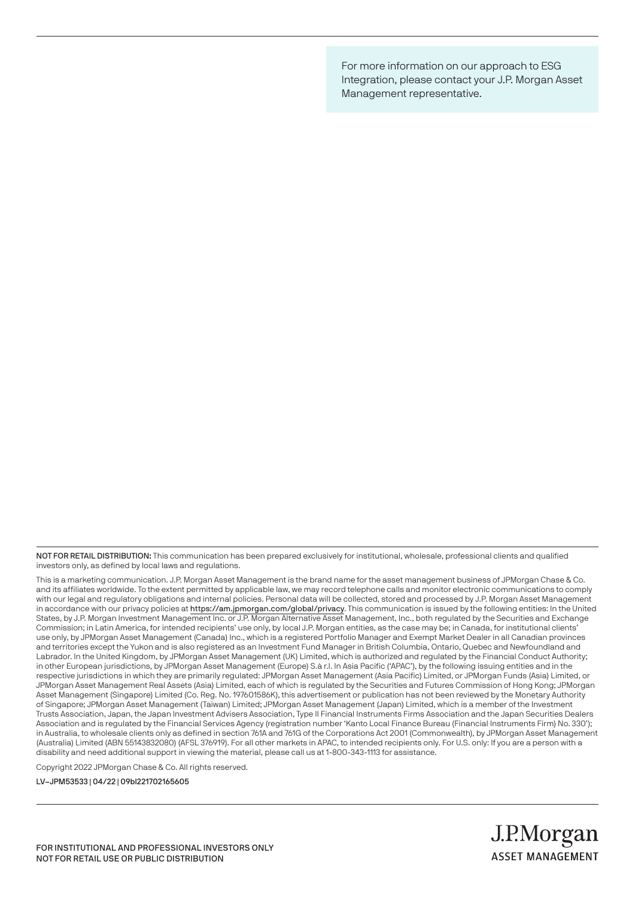For more information on our approach to ESG Integration, please contact your J.P. Morgan Asset Management representative.

**NOT FOR RETAIL DISTRIBUTION:** This communication has been prepared exclusively for institutional, wholesale, professional clients and qualified investors only, as defined by local laws and regulations.

This is a marketing communication. J.P. Morgan Asset Management is the brand name for the asset management business of JPMorgan Chase & Co. and its affiliates worldwide. To the extent permitted by applicable law, we may record telephone calls and monitor electronic communications to comply with our legal and regulatory obligations and internal policies. Personal data will be collected, stored and processed by J.P. Morgan Asset Management in accordance with our privacy policies at https://am.jpmorgan.com/global/privacy. This communication is issued by the following entities: In the United States, by J.P. Morgan Investment Management Inc. or J.P. Morgan Alternative Asset Management, Inc., both regulated by the Securities and Exchange Commission; in Latin America, for intended recipients' use only, by local J.P. Morgan entities, as the case may be; in Canada, for institutional clients' use only, by JPMorgan Asset Management (Canada) Inc., which is a registered Portfolio Manager and Exempt Market Dealer in all Canadian provinces and territories except the Yukon and is also registered as an Investment Fund Manager in British Columbia, Ontario, Quebec and Newfoundland and Labrador. In the United Kingdom, by JPMorgan Asset Management (UK) Limited, which is authorized and regulated by the Financial Conduct Authority; in other European jurisdictions, by JPMorgan Asset Management (Europe) S.à r.l. In Asia Pacific ('APAC'), by the following issuing entities and in the respective jurisdictions in which they are primarily regulated: JPMorgan Asset Management (Asia Pacific) Limited, or JPMorgan Funds (Asia) Limited, or JPMorgan Asset Management Real Assets (Asia) Limited, each of which is regulated by the Securities and Futures Commission of Hong Kong; JPMorgan Asset Management (Singapore) Limited (Co. Reg. No. 197601586K), this advertisement or publication has not been reviewed by the Monetary Authority of Singapore; JPMorgan Asset Management (Taiwan) Limited; JPMorgan Asset Management (Japan) Limited, which is a member of the Investment Trusts Association, Japan, the Japan Investment Advisers Association, Type II Financial Instruments Firms Association and the Japan Securities Dealers Association and is regulated by the Financial Services Agency (registration number 'Kanto Local Finance Bureau (Financial Instruments Firm) No. 330'); in Australia, to wholesale clients only as defined in section 761A and 761G of the Corporations Act 2001 (Commonwealth), by JPMorgan Asset Management (Australia) Limited (ABN 55143832080) (AFSL 376919). For all other markets in APAC, to intended recipients only. For U.S. only: If you are a person with a disability and need additional support in viewing the material, please call us at 1-800-343-1113 for assistance.

Copyright 2022 JPMorgan Chase & Co. All rights reserved.

**LV–JPM53533 | 04/22 | 09bl221702165605**

FOR INSTITUTIONAL AND PROFESSIONAL INVESTORS ONLY
NOT FOR RETAIL USE OR PUBLIC DISTRIBUTION

J.P.Morgan
ASSET MANAGEMENT